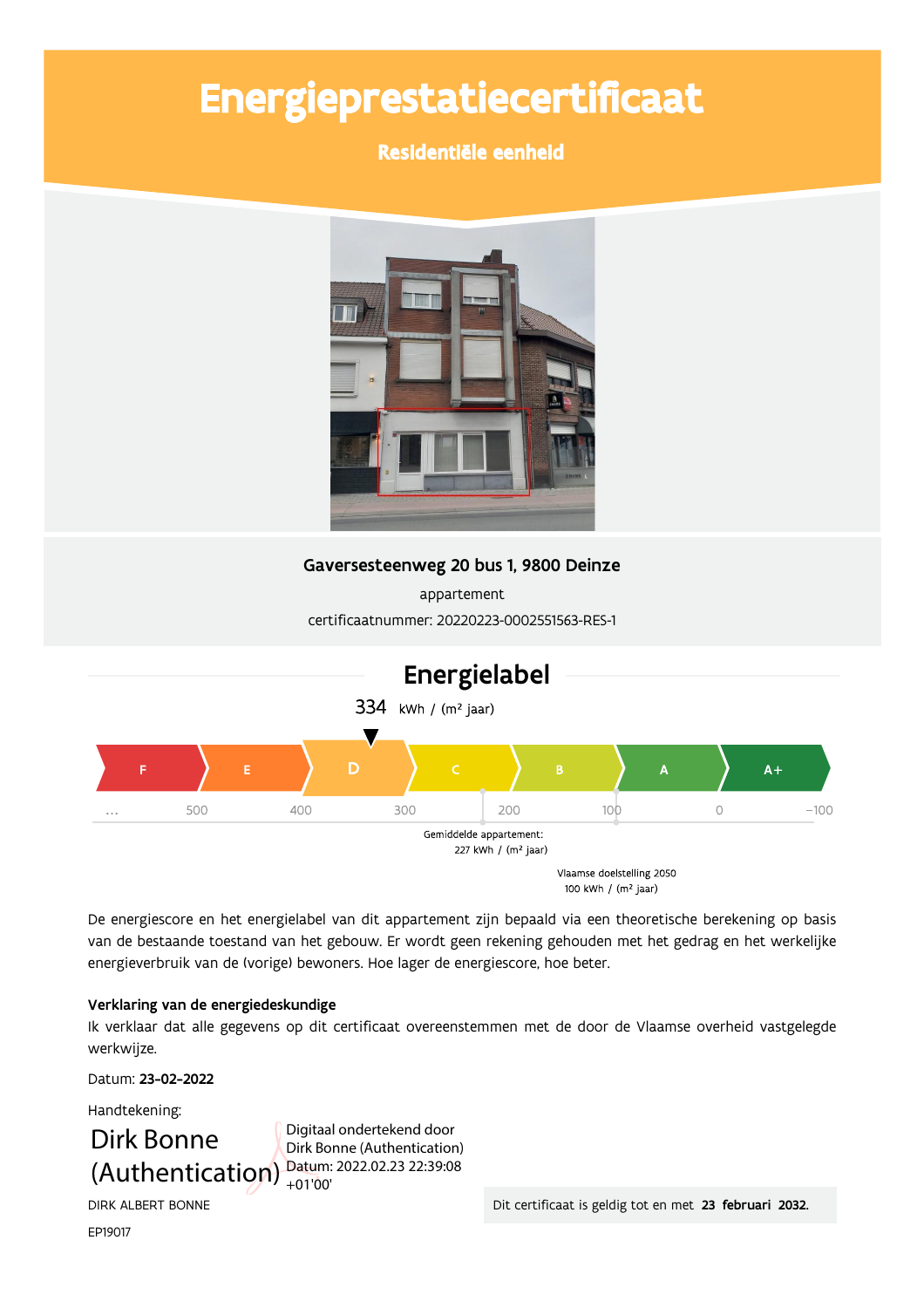# Energieprestatiecertificaat

## Residentiële eenheid

**Gaversesteenweg 20 bus 1, 9800 Deinze**

appartement

certificaatnummer: 20220223-0002551563-RES-1

## Energielabel

334 kWh / (m² jaar)

F | E | D | C | B | A | A+

... 500 400 300 200 100 0 −100

Gemiddelde appartement: 227 kWh / (m² jaar)

Vlaamse doelstelling 2050 100 kWh / (m² jaar)

De energiescore en het energielabel van dit appartement zijn bepaald via een theoretische berekening op basis van de bestaande toestand van het gebouw. Er wordt geen rekening gehouden met het gedrag en het werkelijke energieverbruik van de (vorige) bewoners. Hoe lager de energiescore, hoe beter.

**Verklaring van de energiedeskundige**

Ik verklaar dat alle gegevens op dit certificaat overeenstemmen met de door de Vlaamse overheid vastgelegde werkwijze.

Datum: **23-02-2022**

Handtekening:

Dirk Bonne (Authentication)

Digitaal ondertekend door Dirk Bonne (Authentication)
Datum: 2022.02.23 22:39:08 +01'00'

DIRK ALBERT BONNE

EP19017

Dit certificaat is geldig tot en met **23 februari 2032.**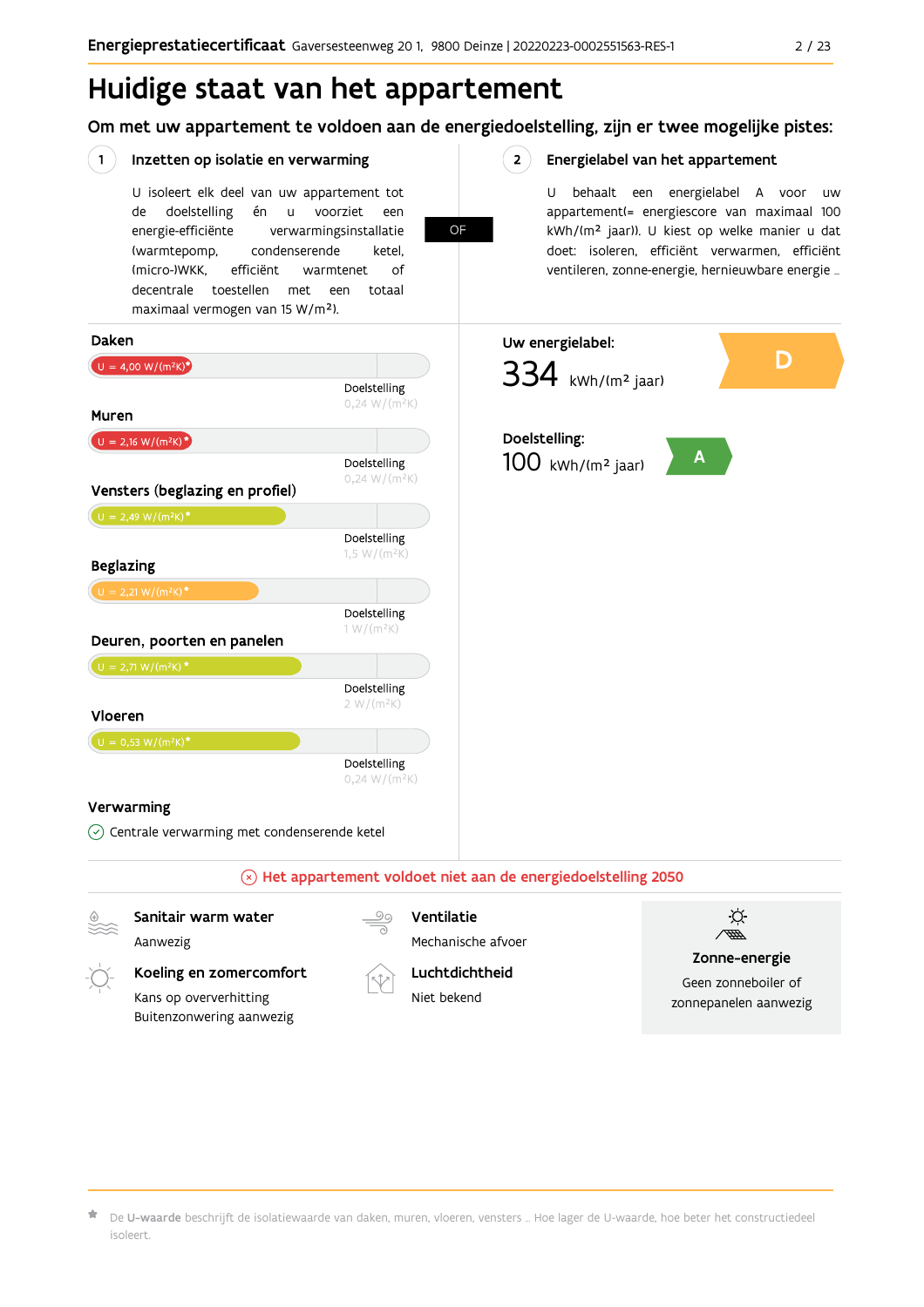# Huidige staat van het appartement

## Om met uw appartement te voldoen aan de energiedoelstelling, zijn er twee mogelijke pistes:

### 1 Inzetten op isolatie en verwarming

U isoleert elk deel van uw appartement tot de doelstelling én u voorziet een energie-efficiënte verwarmingsinstallatie (warmtepomp, condenserende ketel, (micro-)WKK, efficiënt warmtenet of decentrale toestellen met een totaal maximaal vermogen van 15 W/m²).

**OF**

### 2 Energielabel van het appartement

U behaalt een energielabel A voor uw appartement(= energiescore van maximaal 100 kWh/(m² jaar)). U kiest op welke manier u dat doet: isoleren, efficiënt verwarmen, efficiënt ventileren, zonne-energie, hernieuwbare energie ...

**Daken**

U = 4,00 W/(m²K)*

Doelstelling 0,24 W/(m²K)

**Muren**

U = 2,16 W/(m²K)*

Doelstelling 0,24 W/(m²K)

**Vensters (beglazing en profiel)**

U = 2,49 W/(m²K)*

Doelstelling 1,5 W/(m²K)

**Beglazing**

U = 2,21 W/(m²K)*

Doelstelling 1 W/(m²K)

**Deuren, poorten en panelen**

U = 2,71 W/(m²K)*

Doelstelling 2 W/(m²K)

**Vloeren**

U = 0,53 W/(m²K)*

Doelstelling 0,24 W/(m²K)

**Verwarming**

Centrale verwarming met condenserende ketel

**Uw energielabel:**

334 kWh/(m² jaar) — D

**Doelstelling:**

100 kWh/(m² jaar) — A

**Het appartement voldoet niet aan de energiedoelstelling 2050**

**Sanitair warm water**

Aanwezig

**Koeling en zomercomfort**

Kans op oververhitting
Buitenzonwering aanwezig

**Ventilatie**

Mechanische afvoer

**Luchtdichtheid**

Niet bekend

**Zonne-energie**

Geen zonneboiler of zonnepanelen aanwezig

* De **U-waarde** beschrijft de isolatiewaarde van daken, muren, vloeren, vensters ... Hoe lager de U-waarde, hoe beter het constructiedeel isoleert.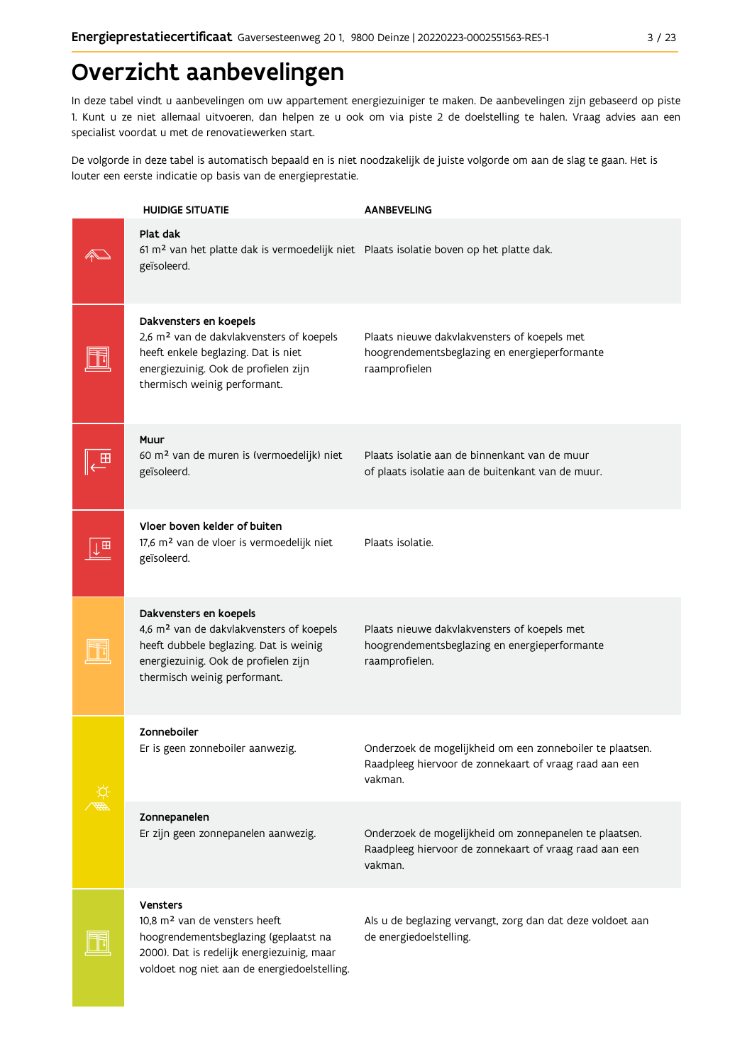# Overzicht aanbevelingen

In deze tabel vindt u aanbevelingen om uw appartement energiezuiniger te maken. De aanbevelingen zijn gebaseerd op piste 1. Kunt u ze niet allemaal uitvoeren, dan helpen ze u ook om via piste 2 de doelstelling te halen. Vraag advies aan een specialist voordat u met de renovatiewerken start.

De volgorde in deze tabel is automatisch bepaald en is niet noodzakelijk de juiste volgorde om aan de slag te gaan. Het is louter een eerste indicatie op basis van de energieprestatie.

| HUIDIGE SITUATIE | AANBEVELING |
|---|---|
| **Plat dak**<br>61 m² van het platte dak is vermoedelijk niet geïsoleerd. | Plaats isolatie boven op het platte dak. |
| **Dakvensters en koepels**<br>2,6 m² van de dakvlakvensters of koepels heeft enkele beglazing. Dat is niet energiezuinig. Ook de profielen zijn thermisch weinig performant. | Plaats nieuwe dakvlakvensters of koepels met hoogrendementsbeglazing en energieperformante raamprofielen |
| **Muur**<br>60 m² van de muren is (vermoedelijk) niet geïsoleerd. | Plaats isolatie aan de binnenkant van de muur of plaats isolatie aan de buitenkant van de muur. |
| **Vloer boven kelder of buiten**<br>17,6 m² van de vloer is vermoedelijk niet geïsoleerd. | Plaats isolatie. |
| **Dakvensters en koepels**<br>4,6 m² van de dakvlakvensters of koepels heeft dubbele beglazing. Dat is weinig energiezuinig. Ook de profielen zijn thermisch weinig performant. | Plaats nieuwe dakvlakvensters of koepels met hoogrendementsbeglazing en energieperformante raamprofielen. |
| **Zonneboiler**<br>Er is geen zonneboiler aanwezig. | Onderzoek de mogelijkheid om een zonneboiler te plaatsen. Raadpleeg hiervoor de zonnekaart of vraag raad aan een vakman. |
| **Zonnepanelen**<br>Er zijn geen zonnepanelen aanwezig. | Onderzoek de mogelijkheid om zonnepanelen te plaatsen. Raadpleeg hiervoor de zonnekaart of vraag raad aan een vakman. |
| **Vensters**<br>10,8 m² van de vensters heeft hoogrendementsbeglazing (geplaatst na 2000). Dat is redelijk energiezuinig, maar voldoet nog niet aan de energiedoelstelling. | Als u de beglazing vervangt, zorg dan dat deze voldoet aan de energiedoelstelling. |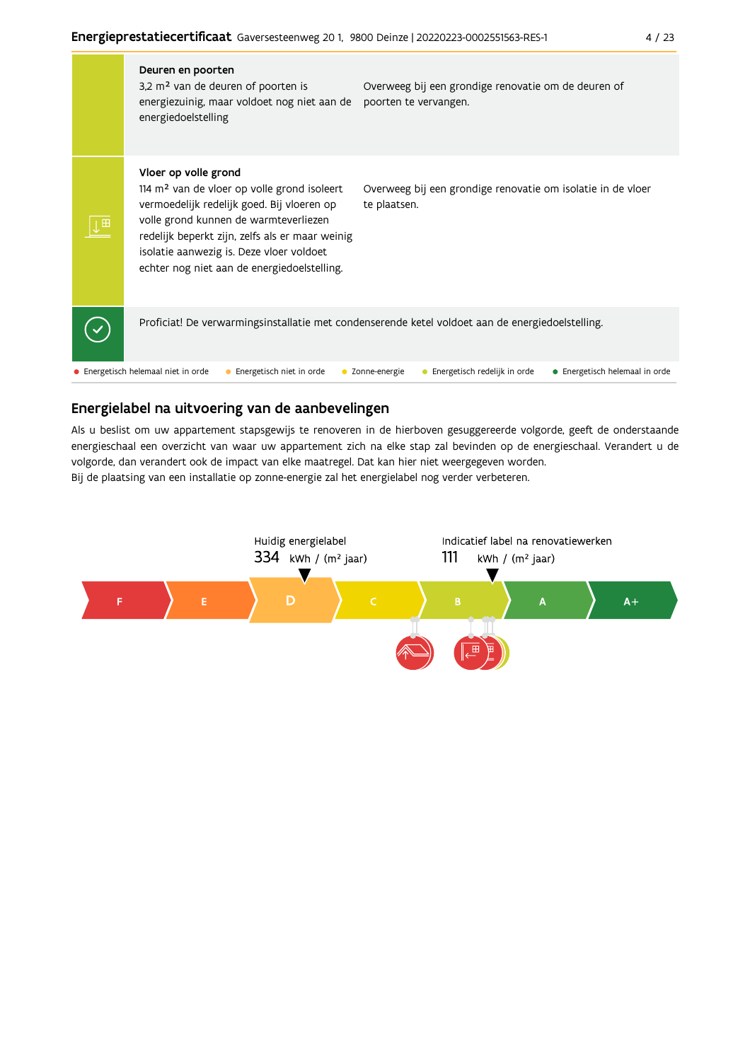| | | |
|---|---|---|
| | **Deuren en poorten**<br>3,2 m² van de deuren of poorten is energiezuinig, maar voldoet nog niet aan de energiedoelstelling | Overweeg bij een grondige renovatie om de deuren of poorten te vervangen. |
| | **Vloer op volle grond**<br>114 m² van de vloer op volle grond isoleert vermoedelijk redelijk goed. Bij vloeren op volle grond kunnen de warmteverliezen redelijk beperkt zijn, zelfs als er maar weinig isolatie aanwezig is. Deze vloer voldoet echter nog niet aan de energiedoelstelling. | Overweeg bij een grondige renovatie om isolatie in de vloer te plaatsen. |
| | Proficiat! De verwarmingsinstallatie met condenserende ketel voldoet aan de energiedoelstelling. | |

● Energetisch helemaal niet in orde ● Energetisch niet in orde ● Zonne-energie ● Energetisch redelijk in orde ● Energetisch helemaal in orde

## Energielabel na uitvoering van de aanbevelingen

Als u beslist om uw appartement stapsgewijs te renoveren in de hierboven gesuggereerde volgorde, geeft de onderstaande energieschaal een overzicht van waar uw appartement zich na elke stap zal bevinden op de energieschaal. Verandert u de volgorde, dan verandert ook de impact van elke maatregel. Dat kan hier niet weergegeven worden.
Bij de plaatsing van een installatie op zonne-energie zal het energielabel nog verder verbeteren.

Huidig energielabel
334 kWh / (m² jaar)

Indicatief label na renovatiewerken
111 kWh / (m² jaar)

F | E | D | C | B | A | A+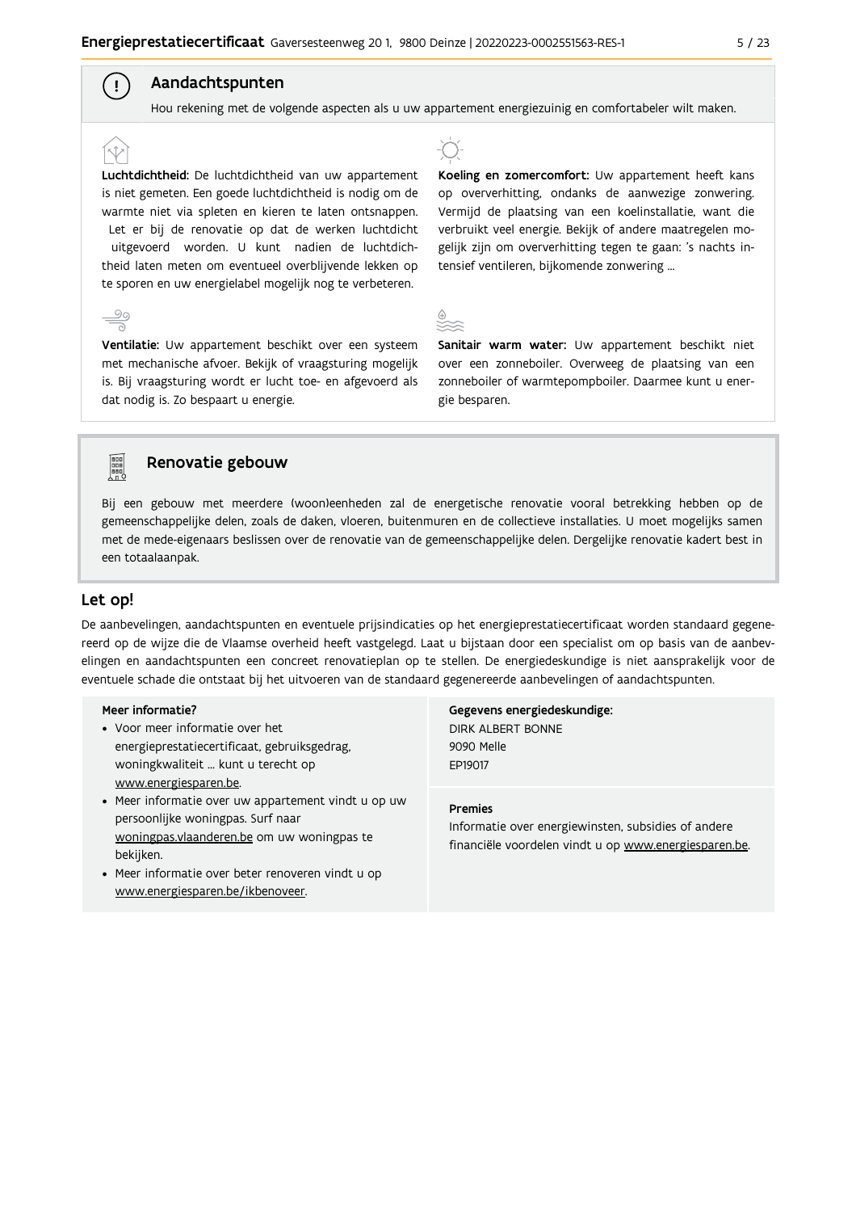## Aandachtspunten

Hou rekening met de volgende aspecten als u uw appartement energiezuinig en comfortabeler wilt maken.

**Luchtdichtheid:** De luchtdichtheid van uw appartement is niet gemeten. Een goede luchtdichtheid is nodig om de warmte niet via spleten en kieren te laten ontsnappen. Let er bij de renovatie op dat de werken luchtdicht uitgevoerd worden. U kunt nadien de luchtdichtheid laten meten om eventueel overblijvende lekken op te sporen en uw energielabel mogelijk nog te verbeteren.

**Koeling en zomercomfort:** Uw appartement heeft kans op oververhitting, ondanks de aanwezige zonwering. Vermijd de plaatsing van een koelinstallatie, want die verbruikt veel energie. Bekijk of andere maatregelen mogelijk zijn om oververhitting tegen te gaan: 's nachts intensief ventileren, bijkomende zonwering ...

**Ventilatie:** Uw appartement beschikt over een systeem met mechanische afvoer. Bekijk of vraagsturing mogelijk is. Bij vraagsturing wordt er lucht toe- en afgevoerd als dat nodig is. Zo bespaart u energie.

**Sanitair warm water:** Uw appartement beschikt niet over een zonneboiler. Overweeg de plaatsing van een zonneboiler of warmtepompboiler. Daarmee kunt u energie besparen.

## Renovatie gebouw

Bij een gebouw met meerdere (woon)eenheden zal de energetische renovatie vooral betrekking hebben op de gemeenschappelijke delen, zoals de daken, vloeren, buitenmuren en de collectieve installaties. U moet mogelijks samen met de mede-eigenaars beslissen over de renovatie van de gemeenschappelijke delen. Dergelijke renovatie kadert best in een totaalaanpak.

## Let op!

De aanbevelingen, aandachtspunten en eventuele prijsindicaties op het energieprestatiecertificaat worden standaard gegenereerd op de wijze die de Vlaamse overheid heeft vastgelegd. Laat u bijstaan door een specialist om op basis van de aanbevelingen en aandachtspunten een concreet renovatieplan op te stellen. De energiedeskundige is niet aansprakelijk voor de eventuele schade die ontstaat bij het uitvoeren van de standaard gegenereerde aanbevelingen of aandachtspunten.

**Meer informatie?**

- Voor meer informatie over het energieprestatiecertificaat, gebruiksgedrag, woningkwaliteit ... kunt u terecht op www.energiesparen.be.
- Meer informatie over uw appartement vindt u op uw persoonlijke woningpas. Surf naar woningpas.vlaanderen.be om uw woningpas te bekijken.
- Meer informatie over beter renoveren vindt u op www.energiesparen.be/ikbenoveer.

**Gegevens energiedeskundige:**
DIRK ALBERT BONNE
9090 Melle
EP19017

**Premies**
Informatie over energiewinsten, subsidies of andere financiële voordelen vindt u op www.energiesparen.be.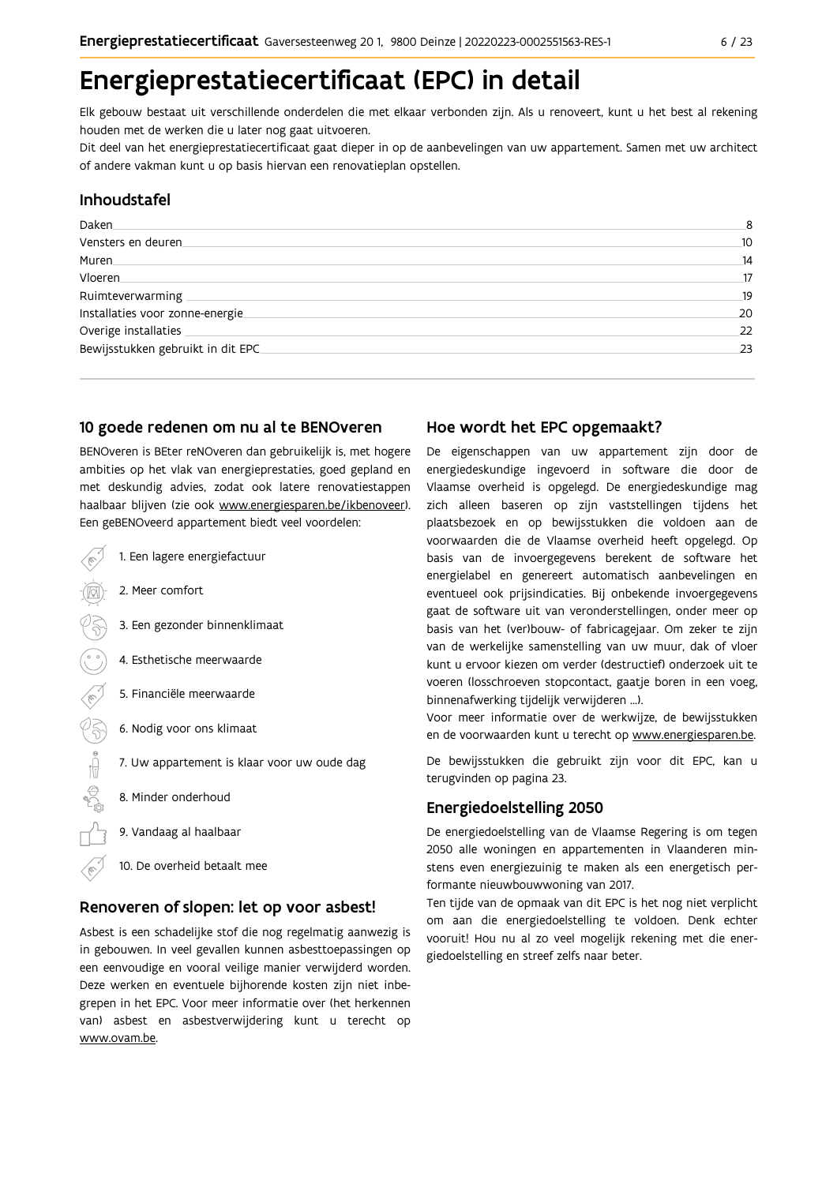# Energieprestatiecertificaat (EPC) in detail

Elk gebouw bestaat uit verschillende onderdelen die met elkaar verbonden zijn. Als u renoveert, kunt u het best al rekening houden met de werken die u later nog gaat uitvoeren.
Dit deel van het energieprestatiecertificaat gaat dieper in op de aanbevelingen van uw appartement. Samen met uw architect of andere vakman kunt u op basis hiervan een renovatieplan opstellen.

## Inhoudstafel

| | |
|---|---|
| Daken | 8 |
| Vensters en deuren | 10 |
| Muren | 14 |
| Vloeren | 17 |
| Ruimteverwarming | 19 |
| Installaties voor zonne-energie | 20 |
| Overige installaties | 22 |
| Bewijsstukken gebruikt in dit EPC | 23 |

## 10 goede redenen om nu al te BENOveren

BENOveren is BEter reNOveren dan gebruikelijk is, met hogere ambities op het vlak van energieprestaties, goed gepland en met deskundig advies, zodat ook latere renovatiestappen haalbaar blijven (zie ook www.energiesparen.be/ikbenoveer). Een geBENOveerd appartement biedt veel voordelen:

1. Een lagere energiefactuur
2. Meer comfort
3. Een gezonder binnenklimaat
4. Esthetische meerwaarde
5. Financiële meerwaarde
6. Nodig voor ons klimaat
7. Uw appartement is klaar voor uw oude dag
8. Minder onderhoud
9. Vandaag al haalbaar
10. De overheid betaalt mee

## Renoveren of slopen: let op voor asbest!

Asbest is een schadelijke stof die nog regelmatig aanwezig is in gebouwen. In veel gevallen kunnen asbesttoepassingen op een eenvoudige en vooral veilige manier verwijderd worden. Deze werken en eventuele bijhorende kosten zijn niet inbegrepen in het EPC. Voor meer informatie over (het herkennen van) asbest en asbestverwijdering kunt u terecht op www.ovam.be.

## Hoe wordt het EPC opgemaakt?

De eigenschappen van uw appartement zijn door de energiedeskundige ingevoerd in software die door de Vlaamse overheid is opgelegd. De energiedeskundige mag zich alleen baseren op zijn vaststellingen tijdens het plaatsbezoek en op bewijsstukken die voldoen aan de voorwaarden die de Vlaamse overheid heeft opgelegd. Op basis van de invoergegevens berekent de software het energielabel en genereert automatisch aanbevelingen en eventueel ook prijsindicaties. Bij onbekende invoergegevens gaat de software uit van veronderstellingen, onder meer op basis van het (ver)bouw- of fabricagejaar. Om zeker te zijn van de werkelijke samenstelling van uw muur, dak of vloer kunt u ervoor kiezen om verder (destructief) onderzoek uit te voeren (losschroeven stopcontact, gaatje boren in een voeg, binnenafwerking tijdelijk verwijderen ...).
Voor meer informatie over de werkwijze, de bewijsstukken en de voorwaarden kunt u terecht op www.energiesparen.be.

De bewijsstukken die gebruikt zijn voor dit EPC, kan u terugvinden op pagina 23.

## Energiedoelstelling 2050

De energiedoelstelling van de Vlaamse Regering is om tegen 2050 alle woningen en appartementen in Vlaanderen minstens even energiezuinig te maken als een energetisch performante nieuwbouwwoning van 2017.
Ten tijde van de opmaak van dit EPC is het nog niet verplicht om aan die energiedoelstelling te voldoen. Denk echter vooruit! Hou nu al zo veel mogelijk rekening met die energiedoelstelling en streef zelfs naar beter.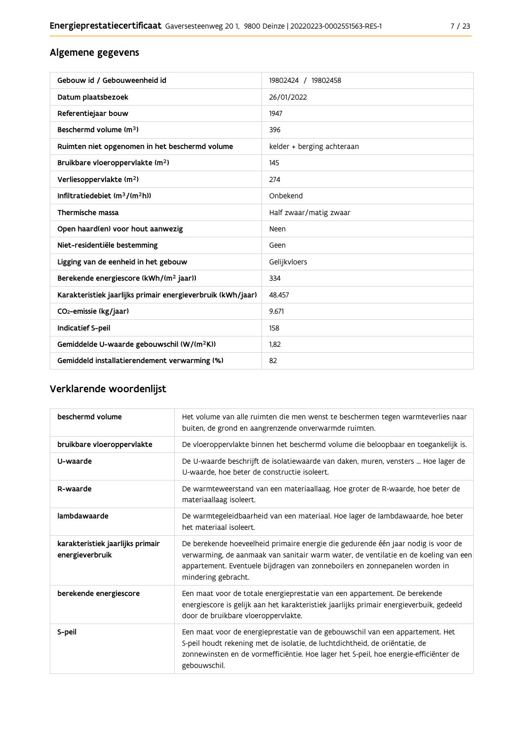## Algemene gegevens

| Gebouw id / Gebouweenheid id | 19802424 / 19802458 |
|---|---|
| Datum plaatsbezoek | 26/01/2022 |
| Referentiejaar bouw | 1947 |
| Beschermd volume ($m^3$) | 396 |
| Ruimten niet opgenomen in het beschermd volume | kelder + berging achteraan |
| Bruikbare vloeroppervlakte ($m^2$) | 145 |
| Verliesoppervlakte ($m^2$) | 274 |
| Infiltratiedebiet ($m^3/(m^2h)$) | Onbekend |
| Thermische massa | Half zwaar/matig zwaar |
| Open haard(en) voor hout aanwezig | Neen |
| Niet-residentiële bestemming | Geen |
| Ligging van de eenheid in het gebouw | Gelijkvloers |
| Berekende energiescore (kWh/($m^2$ jaar)) | 334 |
| Karakteristiek jaarlijks primair energieverbruik (kWh/jaar) | 48.457 |
| $CO_2$-emissie (kg/jaar) | 9.671 |
| Indicatief S-peil | 158 |
| Gemiddelde U-waarde gebouwschil (W/($m^2$K)) | 1,82 |
| Gemiddeld installatierendement verwarming (%) | 82 |

## Verklarende woordenlijst

| beschermd volume | Het volume van alle ruimten die men wenst te beschermen tegen warmteverlies naar buiten, de grond en aangrenzende onverwarmde ruimten. |
|---|---|
| bruikbare vloeroppervlakte | De vloeroppervlakte binnen het beschermd volume die beloopbaar en toegankelijk is. |
| U-waarde | De U-waarde beschrijft de isolatiewaarde van daken, muren, vensters ... Hoe lager de U-waarde, hoe beter de constructie isoleert. |
| R-waarde | De warmteweerstand van een materiaallaag. Hoe groter de R-waarde, hoe beter de materiaallaag isoleert. |
| lambdawaarde | De warmtegeleidbaarheid van een materiaal. Hoe lager de lambdawaarde, hoe beter het materiaal isoleert. |
| karakteristiek jaarlijks primair energieverbruik | De berekende hoeveelheid primaire energie die gedurende één jaar nodig is voor de verwarming, de aanmaak van sanitair warm water, de ventilatie en de koeling van een appartement. Eventuele bijdragen van zonneboilers en zonnepanelen worden in mindering gebracht. |
| berekende energiescore | Een maat voor de totale energieprestatie van een appartement. De berekende energiescore is gelijk aan het karakteristiek jaarlijks primair energieverbuik, gedeeld door de bruikbare vloeroppervlakte. |
| S-peil | Een maat voor de energieprestatie van de gebouwschil van een appartement. Het S-peil houdt rekening met de isolatie, de luchtdichtheid, de oriëntatie, de zonnewinsten en de vormefficiëntie. Hoe lager het S-peil, hoe energie-efficiënter de gebouwschil. |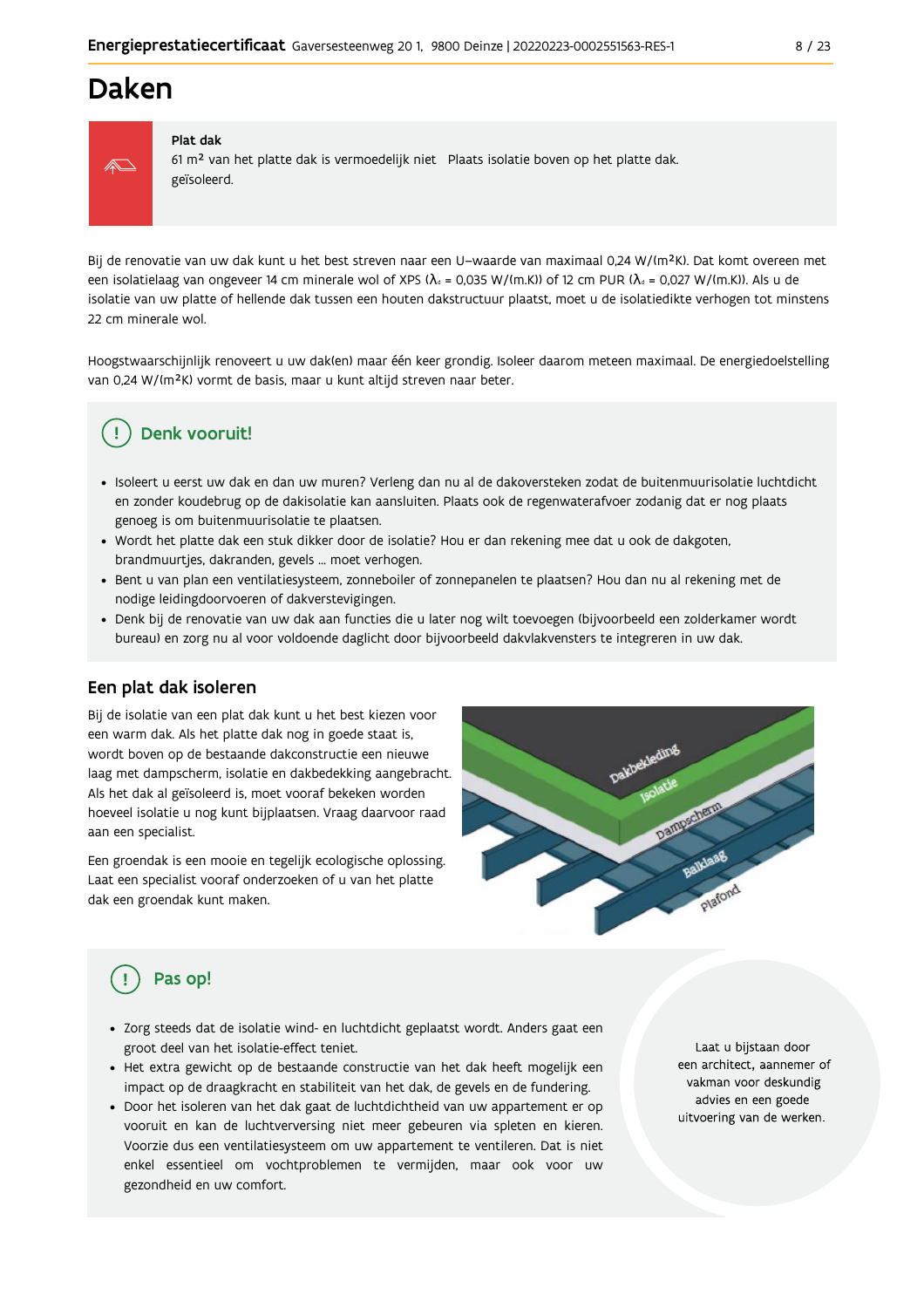# Daken

**Plat dak**

61 m² van het platte dak is vermoedelijk niet geïsoleerd.

Plaats isolatie boven op het platte dak.

Bij de renovatie van uw dak kunt u het best streven naar een U-waarde van maximaal 0,24 W/(m²K). Dat komt overeen met een isolatielaag van ongeveer 14 cm minerale wol of XPS ($\lambda_d$ = 0,035 W/(m.K)) of 12 cm PUR ($\lambda_d$ = 0,027 W/(m.K)). Als u de isolatie van uw platte of hellende dak tussen een houten dakstructuur plaatst, moet u de isolatiedikte verhogen tot minstens 22 cm minerale wol.

Hoogstwaarschijnlijk renoveert u uw dak(en) maar één keer grondig. Isoleer daarom meteen maximaal. De energiedoelstelling van 0,24 W/(m²K) vormt de basis, maar u kunt altijd streven naar beter.

## Denk vooruit!

- Isoleert u eerst uw dak en dan uw muren? Verleng dan nu al de dakoversteken zodat de buitenmuurisolatie luchtdicht en zonder koudebrug op de dakisolatie kan aansluiten. Plaats ook de regenwaterafvoer zodanig dat er nog plaats genoeg is om buitenmuurisolatie te plaatsen.
- Wordt het platte dak een stuk dikker door de isolatie? Hou er dan rekening mee dat u ook de dakgoten, brandmuurtjes, dakranden, gevels ... moet verhogen.
- Bent u van plan een ventilatiesysteem, zonneboiler of zonnepanelen te plaatsen? Hou dan nu al rekening met de nodige leidingdoorvoeren of dakverstevigingen.
- Denk bij de renovatie van uw dak aan functies die u later nog wilt toevoegen (bijvoorbeeld een zolderkamer wordt bureau) en zorg nu al voor voldoende daglicht door bijvoorbeeld dakvlakvensters te integreren in uw dak.

## Een plat dak isoleren

Bij de isolatie van een plat dak kunt u het best kiezen voor een warm dak. Als het platte dak nog in goede staat is, wordt boven op de bestaande dakconstructie een nieuwe laag met dampscherm, isolatie en dakbedekking aangebracht. Als het dak al geïsoleerd is, moet vooraf bekeken worden hoeveel isolatie u nog kunt bijplaatsen. Vraag daarvoor raad aan een specialist.

Een groendak is een mooie en tegelijk ecologische oplossing. Laat een specialist vooraf onderzoeken of u van het platte dak een groendak kunt maken.

Dakbekleding
Isolatie
Dampscherm
Balklaag
Plafond

## Pas op!

- Zorg steeds dat de isolatie wind- en luchtdicht geplaatst wordt. Anders gaat een groot deel van het isolatie-effect teniet.
- Het extra gewicht op de bestaande constructie van het dak heeft mogelijk een impact op de draagkracht en stabiliteit van het dak, de gevels en de fundering.
- Door het isoleren van het dak gaat de luchtdichtheid van uw appartement er op vooruit en kan de luchtverversing niet meer gebeuren via spleten en kieren. Voorzie dus een ventilatiesysteem om uw appartement te ventileren. Dat is niet enkel essentieel om vochtproblemen te vermijden, maar ook voor uw gezondheid en uw comfort.

Laat u bijstaan door een architect, aannemer of vakman voor deskundig advies en een goede uitvoering van de werken.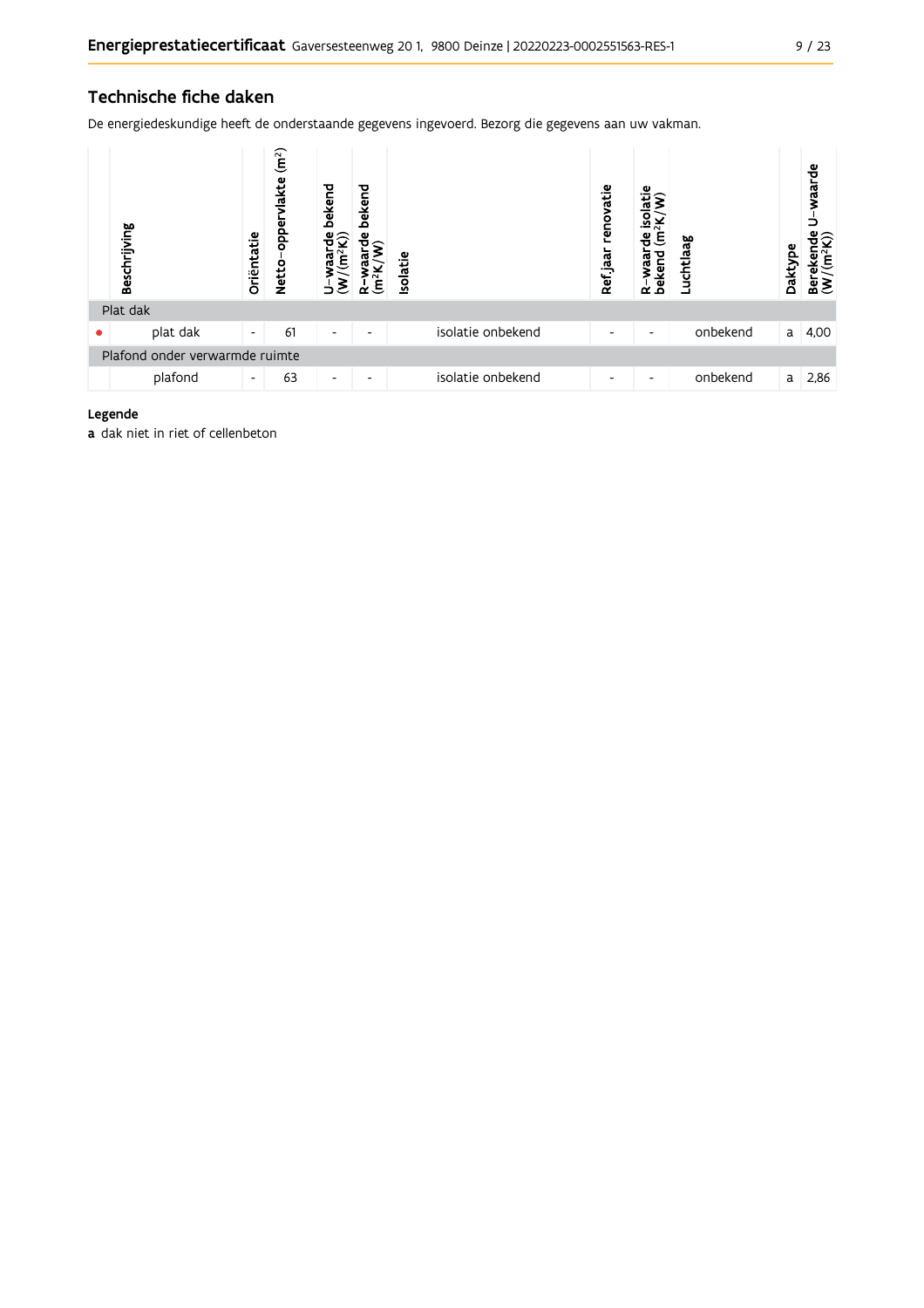## Technische fiche daken

De energiedeskundige heeft de onderstaande gegevens ingevoerd. Bezorg die gegevens aan uw vakman.

| | Beschrijving | Oriëntatie | Netto-oppervlakte ($m^2$) | U-waarde bekend ($W/(m^2K)$) | R-waarde bekend ($m^2K/W$) | Isolatie | Ref.jaar renovatie | R-waarde isolatie bekend ($m^2K/W$) | Luchtlaag | Daktype | Berekende U-waarde ($W/(m^2K)$) |
|---|---|---|---|---|---|---|---|---|---|---|---|
| Plat dak | | | | | | | | | | | |
| • | plat dak | - | 61 | - | - | isolatie onbekend | - | - | onbekend | a | 4,00 |
| Plafond onder verwarmde ruimte | | | | | | | | | | | |
| | plafond | - | 63 | - | - | isolatie onbekend | - | - | onbekend | a | 2,86 |

**Legende**

**a** dak niet in riet of cellenbeton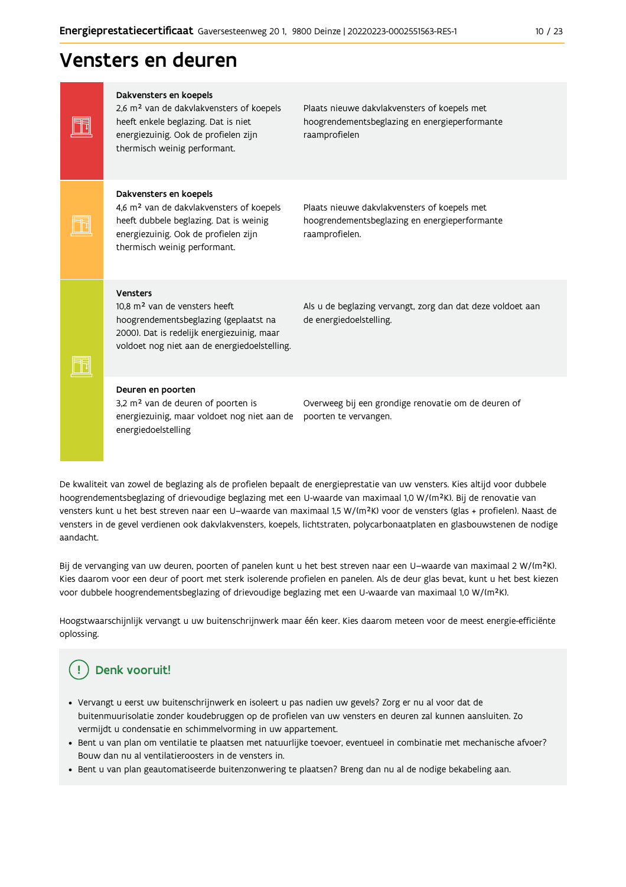# Vensters en deuren

| | |
|---|---|
| **Dakvensters en koepels**<br>2,6 m² van de dakvlakvensters of koepels heeft enkele beglazing. Dat is niet energiezuinig. Ook de profielen zijn thermisch weinig performant. | Plaats nieuwe dakvlakvensters of koepels met hoogrendementsbeglazing en energieperformante raamprofielen |
| **Dakvensters en koepels**<br>4,6 m² van de dakvlakvensters of koepels heeft dubbele beglazing. Dat is weinig energiezuinig. Ook de profielen zijn thermisch weinig performant. | Plaats nieuwe dakvlakvensters of koepels met hoogrendementsbeglazing en energieperformante raamprofielen. |
| **Vensters**<br>10,8 m² van de vensters heeft hoogrendementsbeglazing (geplaatst na 2000). Dat is redelijk energiezuinig, maar voldoet nog niet aan de energiedoelstelling. | Als u de beglazing vervangt, zorg dan dat deze voldoet aan de energiedoelstelling. |
| **Deuren en poorten**<br>3,2 m² van de deuren of poorten is energiezuinig, maar voldoet nog niet aan de energiedoelstelling | Overweeg bij een grondige renovatie om de deuren of poorten te vervangen. |

De kwaliteit van zowel de beglazing als de profielen bepaalt de energieprestatie van uw vensters. Kies altijd voor dubbele hoogrendementsbeglazing of drievoudige beglazing met een U-waarde van maximaal 1,0 W/(m²K). Bij de renovatie van vensters kunt u het best streven naar een U–waarde van maximaal 1,5 W/(m²K) voor de vensters (glas + profielen). Naast de vensters in de gevel verdienen ook dakvlakvensters, koepels, lichtstraten, polycarbonaatplaten en glasbouwstenen de nodige aandacht.

Bij de vervanging van uw deuren, poorten of panelen kunt u het best streven naar een U–waarde van maximaal 2 W/(m²K). Kies daarom voor een deur of poort met sterk isolerende profielen en panelen. Als de deur glas bevat, kunt u het best kiezen voor dubbele hoogrendementsbeglazing of drievoudige beglazing met een U-waarde van maximaal 1,0 W/(m²K).

Hoogstwaarschijnlijk vervangt u uw buitenschrijnwerk maar één keer. Kies daarom meteen voor de meest energie-efficiënte oplossing.

## Denk vooruit!

- Vervangt u eerst uw buitenschrijnwerk en isoleert u pas nadien uw gevels? Zorg er nu al voor dat de buitenmuurisolatie zonder koudebruggen op de profielen van uw vensters en deuren zal kunnen aansluiten. Zo vermijdt u condensatie en schimmelvorming in uw appartement.
- Bent u van plan om ventilatie te plaatsen met natuurlijke toevoer, eventueel in combinatie met mechanische afvoer? Bouw dan nu al ventilatieroosters in de vensters in.
- Bent u van plan geautomatiseerde buitenzonwering te plaatsen? Breng dan nu al de nodige bekabeling aan.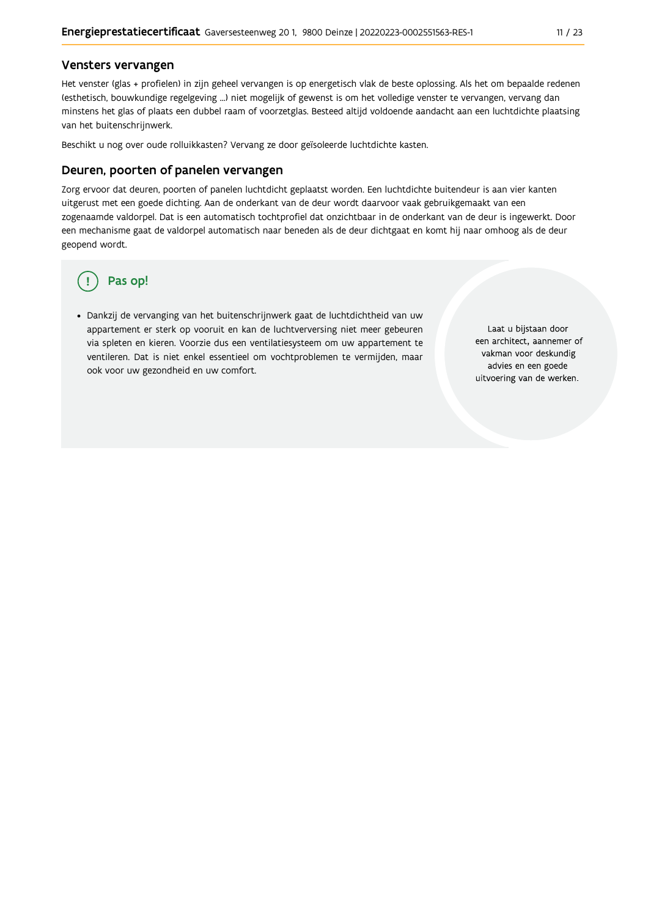## Vensters vervangen

Het venster (glas + profielen) in zijn geheel vervangen is op energetisch vlak de beste oplossing. Als het om bepaalde redenen (esthetisch, bouwkundige regelgeving ...) niet mogelijk of gewenst is om het volledige venster te vervangen, vervang dan minstens het glas of plaats een dubbel raam of voorzetglas. Besteed altijd voldoende aandacht aan een luchtdichte plaatsing van het buitenschrijnwerk.

Beschikt u nog over oude rolluikkasten? Vervang ze door geïsoleerde luchtdichte kasten.

## Deuren, poorten of panelen vervangen

Zorg ervoor dat deuren, poorten of panelen luchtdicht geplaatst worden. Een luchtdichte buitendeur is aan vier kanten uitgerust met een goede dichting. Aan de onderkant van de deur wordt daarvoor vaak gebruikgemaakt van een zogenaamde valdorpel. Dat is een automatisch tochtprofiel dat onzichtbaar in de onderkant van de deur is ingewerkt. Door een mechanisme gaat de valdorpel automatisch naar beneden als de deur dichtgaat en komt hij naar omhoog als de deur geopend wordt.

### Pas op!

- Dankzij de vervanging van het buitenschrijnwerk gaat de luchtdichtheid van uw appartement er sterk op vooruit en kan de luchtverversing niet meer gebeuren via spleten en kieren. Voorzie dus een ventilatiesysteem om uw appartement te ventileren. Dat is niet enkel essentieel om vochtproblemen te vermijden, maar ook voor uw gezondheid en uw comfort.

Laat u bijstaan door een architect, aannemer of vakman voor deskundig advies en een goede uitvoering van de werken.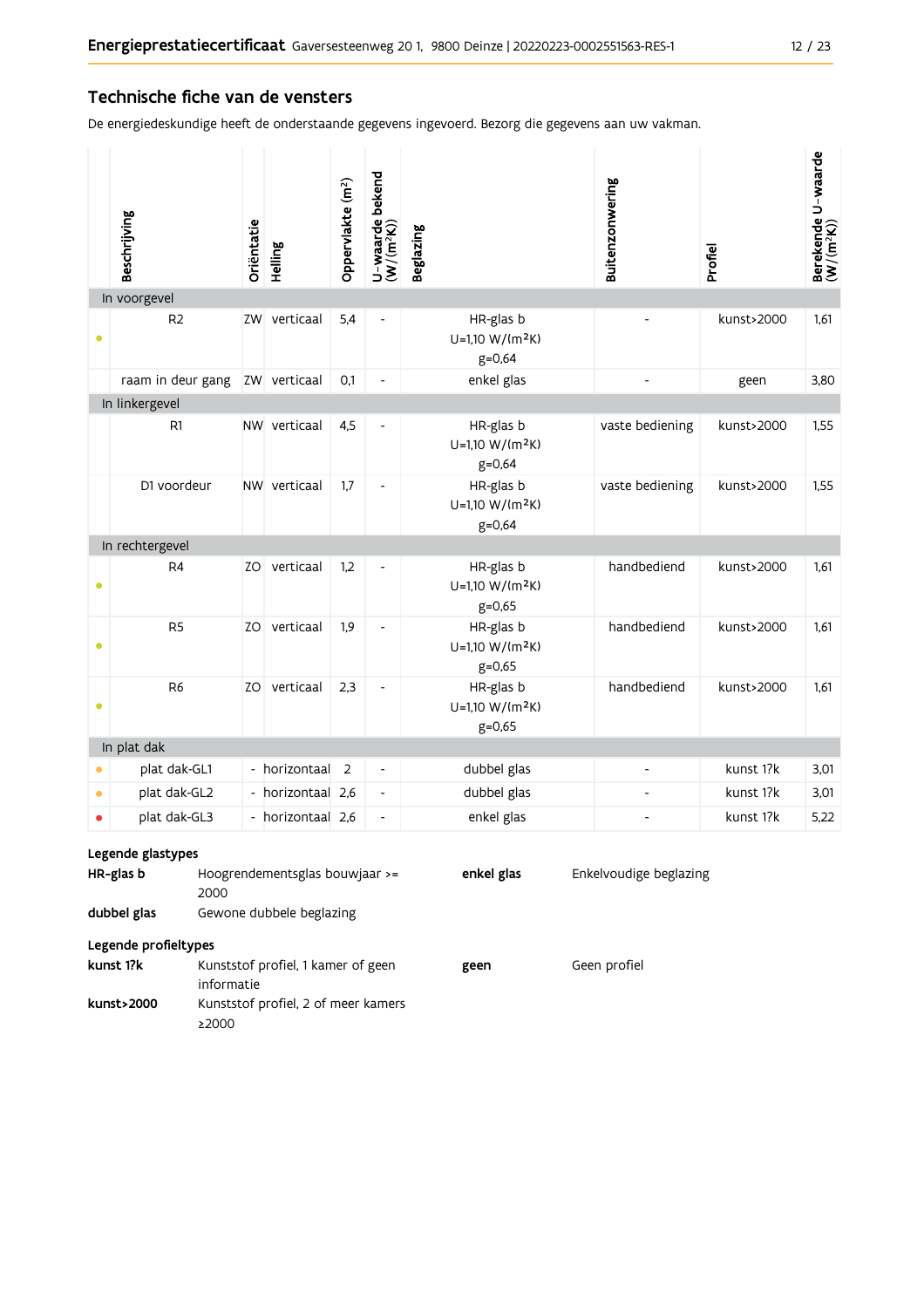## Technische fiche van de vensters

De energiedeskundige heeft de onderstaande gegevens ingevoerd. Bezorg die gegevens aan uw vakman.

| | Beschrijving | Oriëntatie | Helling | Oppervlakte (m²) | U-waarde bekend (W/(m²K)) | Beglazing | Buitenzonwering | Profiel | Berekende U-waarde (W/(m²K)) |
|---|---|---|---|---|---|---|---|---|---|
| **In voorgevel** | | | | | | | | | |
| • | R2 | ZW | verticaal | 5,4 | - | HR-glas b U=1,10 W/(m²K) g=0,64 | - | kunst>2000 | 1,61 |
| | raam in deur gang | ZW | verticaal | 0,1 | - | enkel glas | - | geen | 3,80 |
| **In linkergevel** | | | | | | | | | |
| | R1 | NW | verticaal | 4,5 | - | HR-glas b U=1,10 W/(m²K) g=0,64 | vaste bediening | kunst>2000 | 1,55 |
| | D1 voordeur | NW | verticaal | 1,7 | - | HR-glas b U=1,10 W/(m²K) g=0,64 | vaste bediening | kunst>2000 | 1,55 |
| **In rechtergevel** | | | | | | | | | |
| • | R4 | ZO | verticaal | 1,2 | - | HR-glas b U=1,10 W/(m²K) g=0,65 | handbediend | kunst>2000 | 1,61 |
| • | R5 | ZO | verticaal | 1,9 | - | HR-glas b U=1,10 W/(m²K) g=0,65 | handbediend | kunst>2000 | 1,61 |
| • | R6 | ZO | verticaal | 2,3 | - | HR-glas b U=1,10 W/(m²K) g=0,65 | handbediend | kunst>2000 | 1,61 |
| **In plat dak** | | | | | | | | | |
| • | plat dak-GL1 | - | horizontaal | 2 | - | dubbel glas | - | kunst 1?k | 3,01 |
| • | plat dak-GL2 | - | horizontaal | 2,6 | - | dubbel glas | - | kunst 1?k | 3,01 |
| • | plat dak-GL3 | - | horizontaal | 2,6 | - | enkel glas | - | kunst 1?k | 5,22 |

### Legende glastypes

| | |
|---|---|
| **HR-glas b** | Hoogrendementsglas bouwjaar >= 2000 |
| **dubbel glas** | Gewone dubbele beglazing |
| **enkel glas** | Enkelvoudige beglazing |

### Legende profieltypes

| | |
|---|---|
| **kunst 1?k** | Kunststof profiel, 1 kamer of geen informatie |
| **kunst>2000** | Kunststof profiel, 2 of meer kamers ≥2000 |
| **geen** | Geen profiel |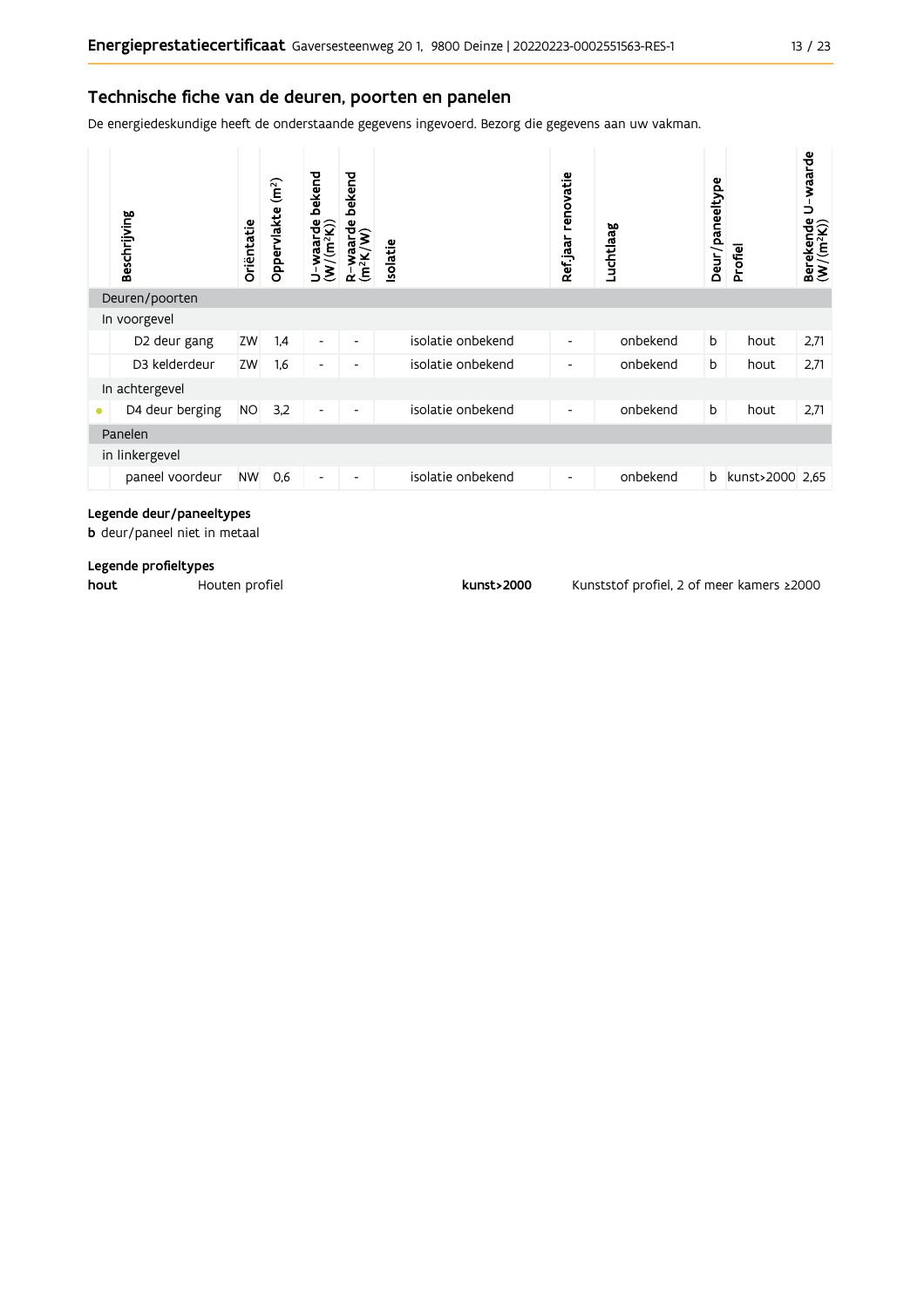## Technische fiche van de deuren, poorten en panelen

De energiedeskundige heeft de onderstaande gegevens ingevoerd. Bezorg die gegevens aan uw vakman.

| | Beschrijving | Oriëntatie | Oppervlakte (m²) | U-waarde bekend (W/(m²K)) | R-waarde bekend (m²K/W) | Isolatie | Ref.jaar renovatie | Luchtlaag | Deur/paneeltype | Profiel | Berekende U-waarde (W/(m²K)) |
|---|---|---|---|---|---|---|---|---|---|---|---|
| Deuren/poorten | | | | | | | | | | | |
| In voorgevel | | | | | | | | | | | |
| | D2 deur gang | ZW | 1,4 | - | - | isolatie onbekend | - | onbekend | b | hout | 2,71 |
| | D3 kelderdeur | ZW | 1,6 | - | - | isolatie onbekend | - | onbekend | b | hout | 2,71 |
| In achtergevel | | | | | | | | | | | |
| • | D4 deur berging | NO | 3,2 | - | - | isolatie onbekend | - | onbekend | b | hout | 2,71 |
| Panelen | | | | | | | | | | | |
| in linkergevel | | | | | | | | | | | |
| | paneel voordeur | NW | 0,6 | - | - | isolatie onbekend | - | onbekend | b | kunst>2000 | 2,65 |

**Legende deur/paneeltypes**

**b** deur/paneel niet in metaal

**Legende profieltypes**

**hout** Houten profiel

**kunst>2000** Kunststof profiel, 2 of meer kamers ≥2000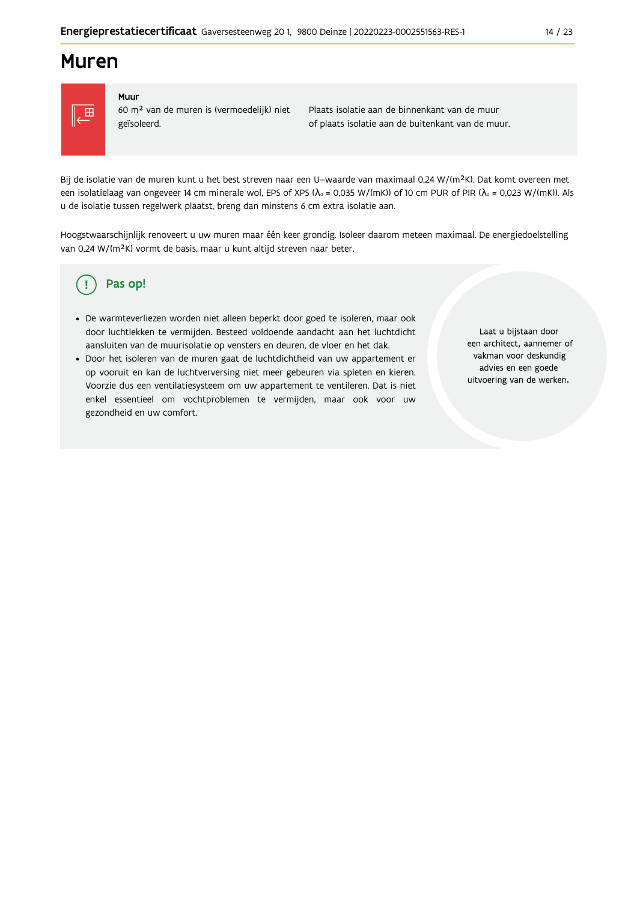# Muren

**Muur**

60 m² van de muren is (vermoedelijk) niet geïsoleerd.

Plaats isolatie aan de binnenkant van de muur of plaats isolatie aan de buitenkant van de muur.

Bij de isolatie van de muren kunt u het best streven naar een U–waarde van maximaal 0,24 W/(m²K). Dat komt overeen met een isolatielaag van ongeveer 14 cm minerale wol, EPS of XPS ($\lambda_d$ = 0,035 W/(mK)) of 10 cm PUR of PIR ($\lambda_d$ = 0,023 W/(mK)). Als u de isolatie tussen regelwerk plaatst, breng dan minstens 6 cm extra isolatie aan.

Hoogstwaarschijnlijk renoveert u uw muren maar één keer grondig. Isoleer daarom meteen maximaal. De energiedoelstelling van 0,24 W/(m²K) vormt de basis, maar u kunt altijd streven naar beter.

## Pas op!

- De warmteverliezen worden niet alleen beperkt door goed te isoleren, maar ook door luchtlekken te vermijden. Besteed voldoende aandacht aan het luchtdicht aansluiten van de muurisolatie op vensters en deuren, de vloer en het dak.
- Door het isoleren van de muren gaat de luchtdichtheid van uw appartement er op vooruit en kan de luchtverversing niet meer gebeuren via spleten en kieren. Voorzie dus een ventilatiesysteem om uw appartement te ventileren. Dat is niet enkel essentieel om vochtproblemen te vermijden, maar ook voor uw gezondheid en uw comfort.

Laat u bijstaan door een architect, aannemer of vakman voor deskundig advies en een goede uitvoering van de werken.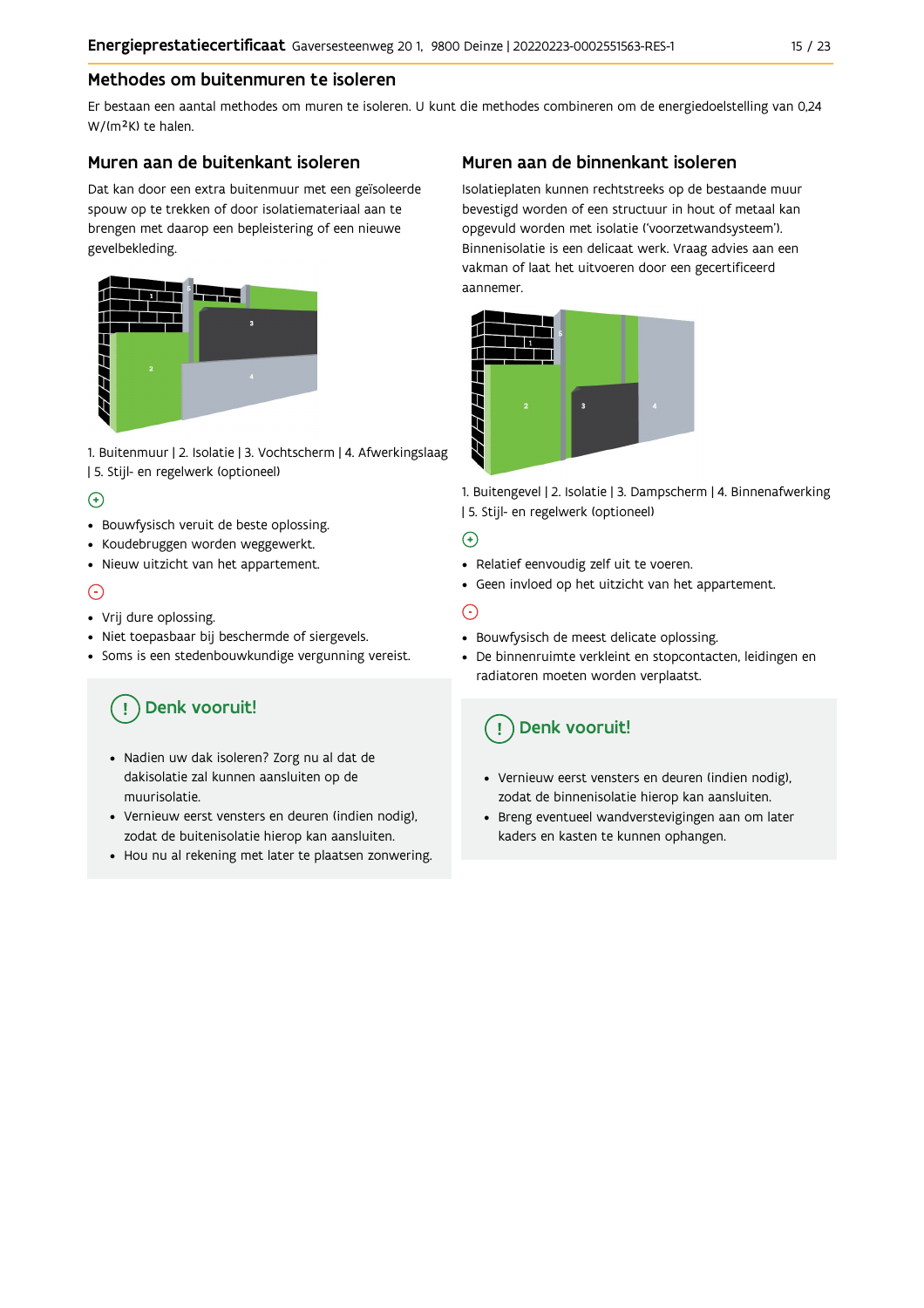## Methodes om buitenmuren te isoleren

Er bestaan een aantal methodes om muren te isoleren. U kunt die methodes combineren om de energiedoelstelling van 0,24 W/(m²K) te halen.

### Muren aan de buitenkant isoleren

Dat kan door een extra buitenmuur met een geïsoleerde spouw op te trekken of door isolatiemateriaal aan te brengen met daarop een bepleistering of een nieuwe gevelbekleding.

1. Buitenmuur | 2. Isolatie | 3. Vochtscherm | 4. Afwerkingslaag | 5. Stijl- en regelwerk (optioneel)

(+)

- Bouwfysisch veruit de beste oplossing.
- Koudebruggen worden weggewerkt.
- Nieuw uitzicht van het appartement.

(-)

- Vrij dure oplossing.
- Niet toepasbaar bij beschermde of siergevels.
- Soms is een stedenbouwkundige vergunning vereist.

**Denk vooruit!**

- Nadien uw dak isoleren? Zorg nu al dat de dakisolatie zal kunnen aansluiten op de muurisolatie.
- Vernieuw eerst vensters en deuren (indien nodig), zodat de buitenisolatie hierop kan aansluiten.
- Hou nu al rekening met later te plaatsen zonwering.

### Muren aan de binnenkant isoleren

Isolatieplaten kunnen rechtstreeks op de bestaande muur bevestigd worden of een structuur in hout of metaal kan opgevuld worden met isolatie ('voorzetwandsysteem'). Binnenisolatie is een delicaat werk. Vraag advies aan een vakman of laat het uitvoeren door een gecertificeerd aannemer.

1. Buitengevel | 2. Isolatie | 3. Dampscherm | 4. Binnenafwerking | 5. Stijl- en regelwerk (optioneel)

(+)

- Relatief eenvoudig zelf uit te voeren.
- Geen invloed op het uitzicht van het appartement.

(-)

- Bouwfysisch de meest delicate oplossing.
- De binnenruimte verkleint en stopcontacten, leidingen en radiatoren moeten worden verplaatst.

**Denk vooruit!**

- Vernieuw eerst vensters en deuren (indien nodig), zodat de binnenisolatie hierop kan aansluiten.
- Breng eventueel wandverstevigingen aan om later kaders en kasten te kunnen ophangen.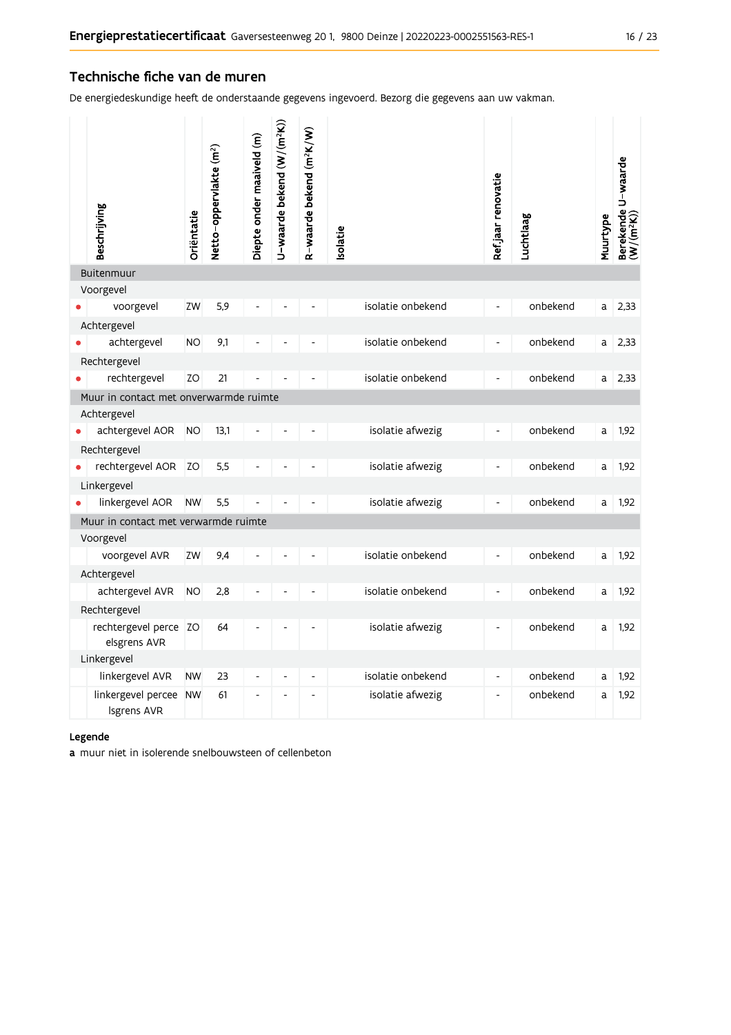## Technische fiche van de muren

De energiedeskundige heeft de onderstaande gegevens ingevoerd. Bezorg die gegevens aan uw vakman.

| | Beschrijving | Oriëntatie | Netto-oppervlakte (m²) | Diepte onder maaiveld (m) | U-waarde bekend (W/(m²K)) | R-waarde bekend (m²K/W) | Isolatie | Ref.jaar renovatie | Luchtlaag | Muurtype | Berekende U-waarde (W/(m²K)) |
|---|---|---|---|---|---|---|---|---|---|---|---|
| | **Buitenmuur** | | | | | | | | | | |
| | Voorgevel | | | | | | | | | | |
| • | voorgevel | ZW | 5,9 | - | - | - | isolatie onbekend | - | onbekend | a | 2,33 |
| | Achtergevel | | | | | | | | | | |
| • | achtergevel | NO | 9,1 | - | - | - | isolatie onbekend | - | onbekend | a | 2,33 |
| | Rechtergevel | | | | | | | | | | |
| • | rechtergevel | ZO | 21 | - | - | - | isolatie onbekend | - | onbekend | a | 2,33 |
| | **Muur in contact met onverwarmde ruimte** | | | | | | | | | | |
| | Achtergevel | | | | | | | | | | |
| • | achtergevel AOR | NO | 13,1 | - | - | - | isolatie afwezig | - | onbekend | a | 1,92 |
| | Rechtergevel | | | | | | | | | | |
| • | rechtergevel AOR | ZO | 5,5 | - | - | - | isolatie afwezig | - | onbekend | a | 1,92 |
| | Linkergevel | | | | | | | | | | |
| • | linkergevel AOR | NW | 5,5 | - | - | - | isolatie afwezig | - | onbekend | a | 1,92 |
| | **Muur in contact met verwarmde ruimte** | | | | | | | | | | |
| | Voorgevel | | | | | | | | | | |
| | voorgevel AVR | ZW | 9,4 | - | - | - | isolatie onbekend | - | onbekend | a | 1,92 |
| | Achtergevel | | | | | | | | | | |
| | achtergevel AVR | NO | 2,8 | - | - | - | isolatie onbekend | - | onbekend | a | 1,92 |
| | Rechtergevel | | | | | | | | | | |
| | rechtergevel perceelsgrens AVR | ZO | 64 | - | - | - | isolatie afwezig | - | onbekend | a | 1,92 |
| | Linkergevel | | | | | | | | | | |
| | linkergevel AVR | NW | 23 | - | - | - | isolatie onbekend | - | onbekend | a | 1,92 |
| | linkergevel perceelsgrens AVR | NW | 61 | - | - | - | isolatie afwezig | - | onbekend | a | 1,92 |

**Legende**

**a** muur niet in isolerende snelbouwsteen of cellenbeton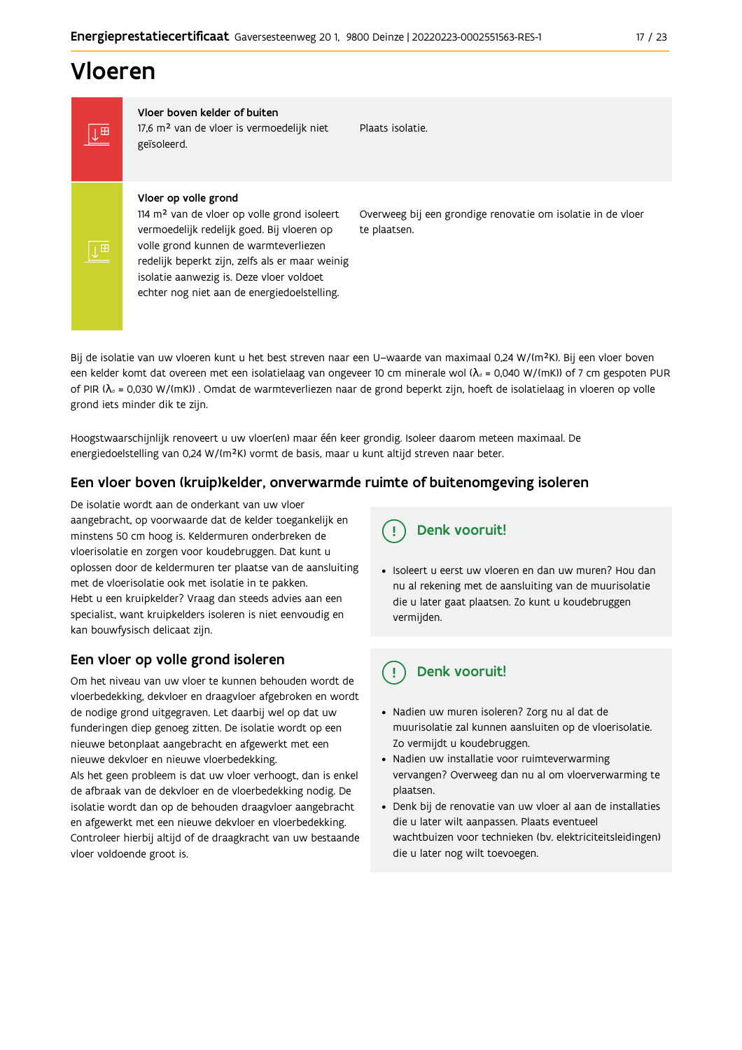# Vloeren

| | | |
|---|---|---|
| **Vloer boven kelder of buiten** | 17,6 m² van de vloer is vermoedelijk niet geïsoleerd. | Plaats isolatie. |
| **Vloer op volle grond** | 114 m² van de vloer op volle grond isoleert vermoedelijk redelijk goed. Bij vloeren op volle grond kunnen de warmteverliezen redelijk beperkt zijn, zelfs als er maar weinig isolatie aanwezig is. Deze vloer voldoet echter nog niet aan de energiedoelstelling. | Overweeg bij een grondige renovatie om isolatie in de vloer te plaatsen. |

Bij de isolatie van uw vloeren kunt u het best streven naar een U-waarde van maximaal 0,24 W/(m²K). Bij een vloer boven een kelder komt dat overeen met een isolatielaag van ongeveer 10 cm minerale wol ($\lambda_d$ = 0,040 W/(mK)) of 7 cm gespoten PUR of PIR ($\lambda_d$ = 0,030 W/(mK)) . Omdat de warmteverliezen naar de grond beperkt zijn, hoeft de isolatielaag in vloeren op volle grond iets minder dik te zijn.

Hoogstwaarschijnlijk renoveert u uw vloer(en) maar één keer grondig. Isoleer daarom meteen maximaal. De energiedoelstelling van 0,24 W/(m²K) vormt de basis, maar u kunt altijd streven naar beter.

## Een vloer boven (kruip)kelder, onverwarmde ruimte of buitenomgeving isoleren

De isolatie wordt aan de onderkant van uw vloer aangebracht, op voorwaarde dat de kelder toegankelijk en minstens 50 cm hoog is. Keldermuren onderbreken de vloerisolatie en zorgen voor koudebruggen. Dat kunt u oplossen door de keldermuren ter plaatse van de aansluiting met de vloerisolatie ook met isolatie in te pakken.
Hebt u een kruipkelder? Vraag dan steeds advies aan een specialist, want kruipkelders isoleren is niet eenvoudig en kan bouwfysisch delicaat zijn.

**Denk vooruit!**

- Isoleert u eerst uw vloeren en dan uw muren? Hou dan nu al rekening met de aansluiting van de muurisolatie die u later gaat plaatsen. Zo kunt u koudebruggen vermijden.

## Een vloer op volle grond isoleren

Om het niveau van uw vloer te kunnen behouden wordt de vloerbedekking, dekvloer en draagvloer afgebroken en wordt de nodige grond uitgegraven. Let daarbij wel op dat uw funderingen diep genoeg zitten. De isolatie wordt op een nieuwe betonplaat aangebracht en afgewerkt met een nieuwe dekvloer en nieuwe vloerbedekking.
Als het geen probleem is dat uw vloer verhoogt, dan is enkel de afbraak van de dekvloer en de vloerbedekking nodig. De isolatie wordt dan op de behouden draagvloer aangebracht en afgewerkt met een nieuwe dekvloer en vloerbedekking. Controleer hierbij altijd of de draagkracht van uw bestaande vloer voldoende groot is.

**Denk vooruit!**

- Nadien uw muren isoleren? Zorg nu al dat de muurisolatie zal kunnen aansluiten op de vloerisolatie. Zo vermijdt u koudebruggen.
- Nadien uw installatie voor ruimteverwarming vervangen? Overweeg dan nu al om vloerverwarming te plaatsen.
- Denk bij de renovatie van uw vloer al aan de installaties die u later wilt aanpassen. Plaats eventueel wachtbuizen voor technieken (bv. elektriciteitsleidingen) die u later nog wilt toevoegen.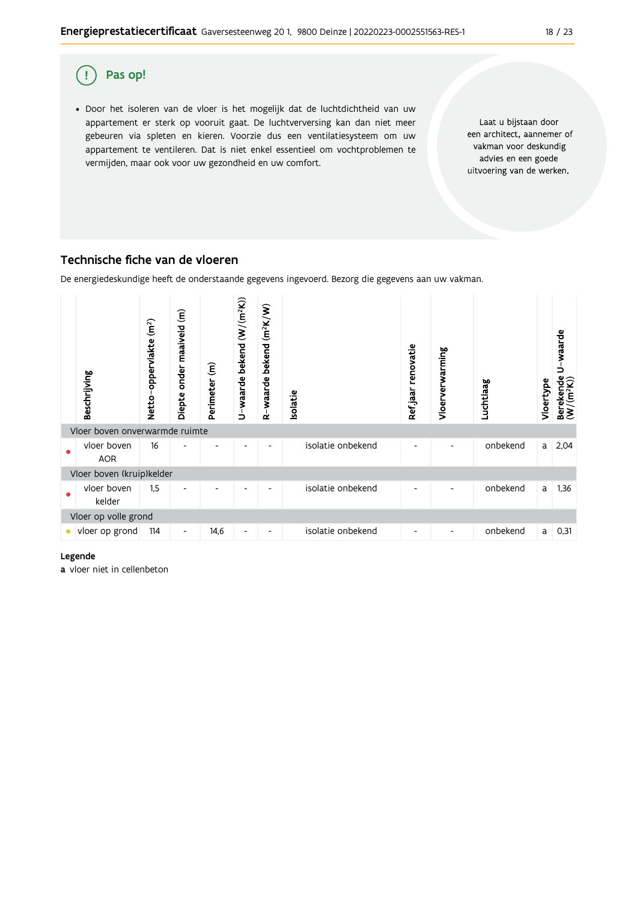## Pas op!

- Door het isoleren van de vloer is het mogelijk dat de luchtdichtheid van uw appartement er sterk op vooruit gaat. De luchtverversing kan dan niet meer gebeuren via spleten en kieren. Voorzie dus een ventilatiesysteem om uw appartement te ventileren. Dat is niet enkel essentieel om vochtproblemen te vermijden, maar ook voor uw gezondheid en uw comfort.

Laat u bijstaan door een architect, aannemer of vakman voor deskundig advies en een goede uitvoering van de werken.

## Technische fiche van de vloeren

De energiedeskundige heeft de onderstaande gegevens ingevoerd. Bezorg die gegevens aan uw vakman.

| | Beschrijving | Netto-oppervlakte (m²) | Diepte onder maaiveld (m) | Perimeter (m) | U-waarde bekend (W/(m²K)) | R-waarde bekend (m²K/W) | Isolatie | Ref jaar renovatie | Vloerverwarming | Luchtlaag | Vloertype | Berekende U-waarde (W/(m²K)) |
|---|---|---|---|---|---|---|---|---|---|---|---|---|
| **Vloer boven onverwarmde ruimte** | | | | | | | | | | | | |
| • | vloer boven AOR | 16 | - | - | - | - | isolatie onbekend | - | - | onbekend | a | 2,04 |
| **Vloer boven (kruip)kelder** | | | | | | | | | | | | |
| • | vloer boven kelder | 1,5 | - | - | - | - | isolatie onbekend | - | - | onbekend | a | 1,36 |
| **Vloer op volle grond** | | | | | | | | | | | | |
| • | vloer op grond | 114 | - | 14,6 | - | - | isolatie onbekend | - | - | onbekend | a | 0,31 |

**Legende**

**a** vloer niet in cellenbeton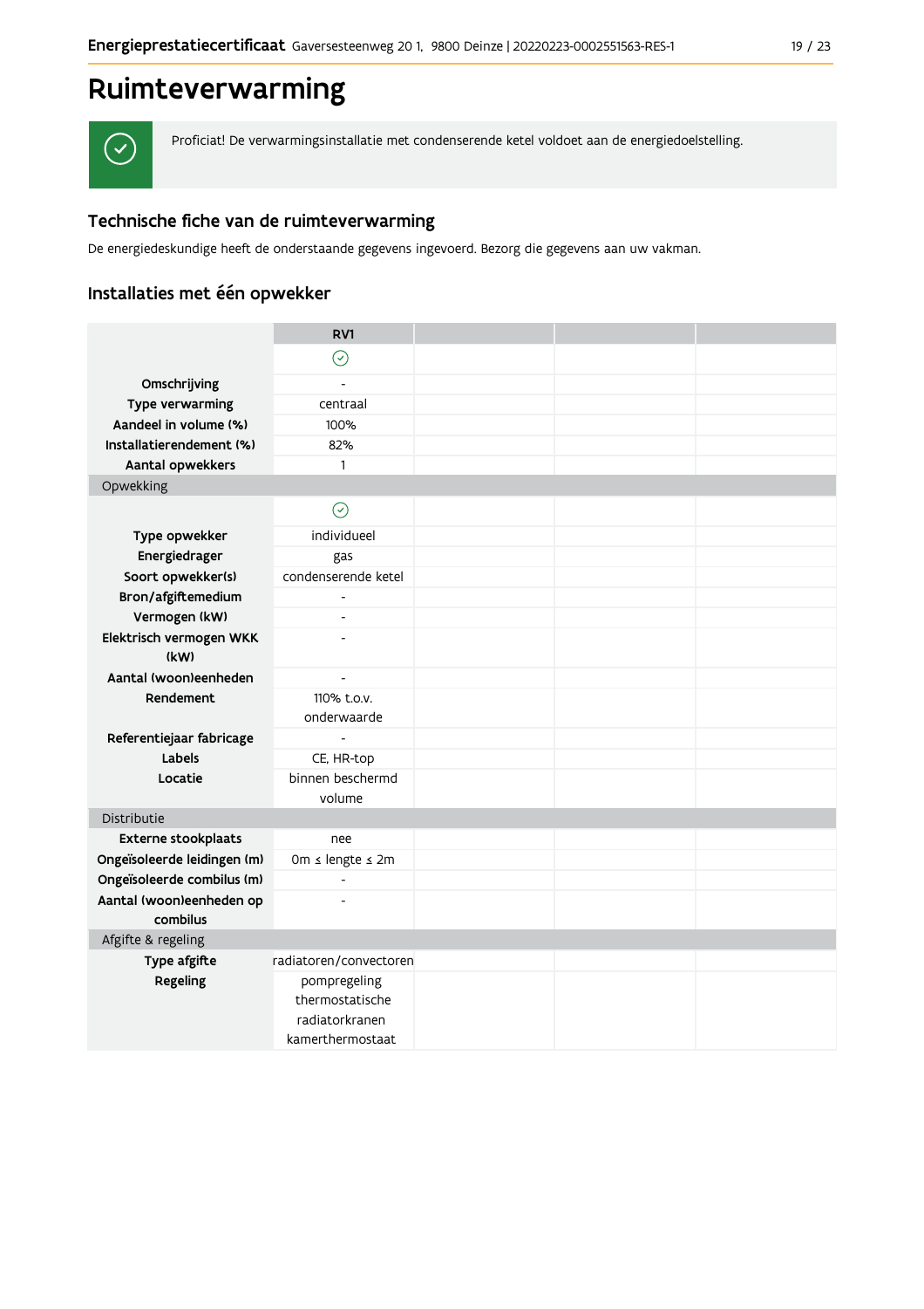# Ruimteverwarming

Proficiat! De verwarmingsinstallatie met condenserende ketel voldoet aan de energiedoelstelling.

## Technische fiche van de ruimteverwarming

De energiedeskundige heeft de onderstaande gegevens ingevoerd. Bezorg die gegevens aan uw vakman.

## Installaties met één opwekker

| | RV1 | | | |
|---|---|---|---|---|
| | ✓ | | | |
| **Omschrijving** | - | | | |
| **Type verwarming** | centraal | | | |
| **Aandeel in volume (%)** | 100% | | | |
| **Installatierendement (%)** | 82% | | | |
| **Aantal opwekkers** | 1 | | | |
| Opwekking | | | | |
| | ✓ | | | |
| **Type opwekker** | individueel | | | |
| **Energiedrager** | gas | | | |
| **Soort opwekker(s)** | condenserende ketel | | | |
| **Bron/afgiftemedium** | - | | | |
| **Vermogen (kW)** | - | | | |
| **Elektrisch vermogen WKK (kW)** | - | | | |
| **Aantal (woon)eenheden** | - | | | |
| **Rendement** | 110% t.o.v. onderwaarde | | | |
| **Referentiejaar fabricage** | - | | | |
| **Labels** | CE, HR-top | | | |
| **Locatie** | binnen beschermd volume | | | |
| Distributie | | | | |
| **Externe stookplaats** | nee | | | |
| **Ongeïsoleerde leidingen (m)** | 0m ≤ lengte ≤ 2m | | | |
| **Ongeïsoleerde combilus (m)** | - | | | |
| **Aantal (woon)eenheden op combilus** | - | | | |
| Afgifte & regeling | | | | |
| **Type afgifte** | radiatoren/convectoren | | | |
| **Regeling** | pompregeling<br>thermostatische radiatorkranen<br>kamerthermostaat | | | |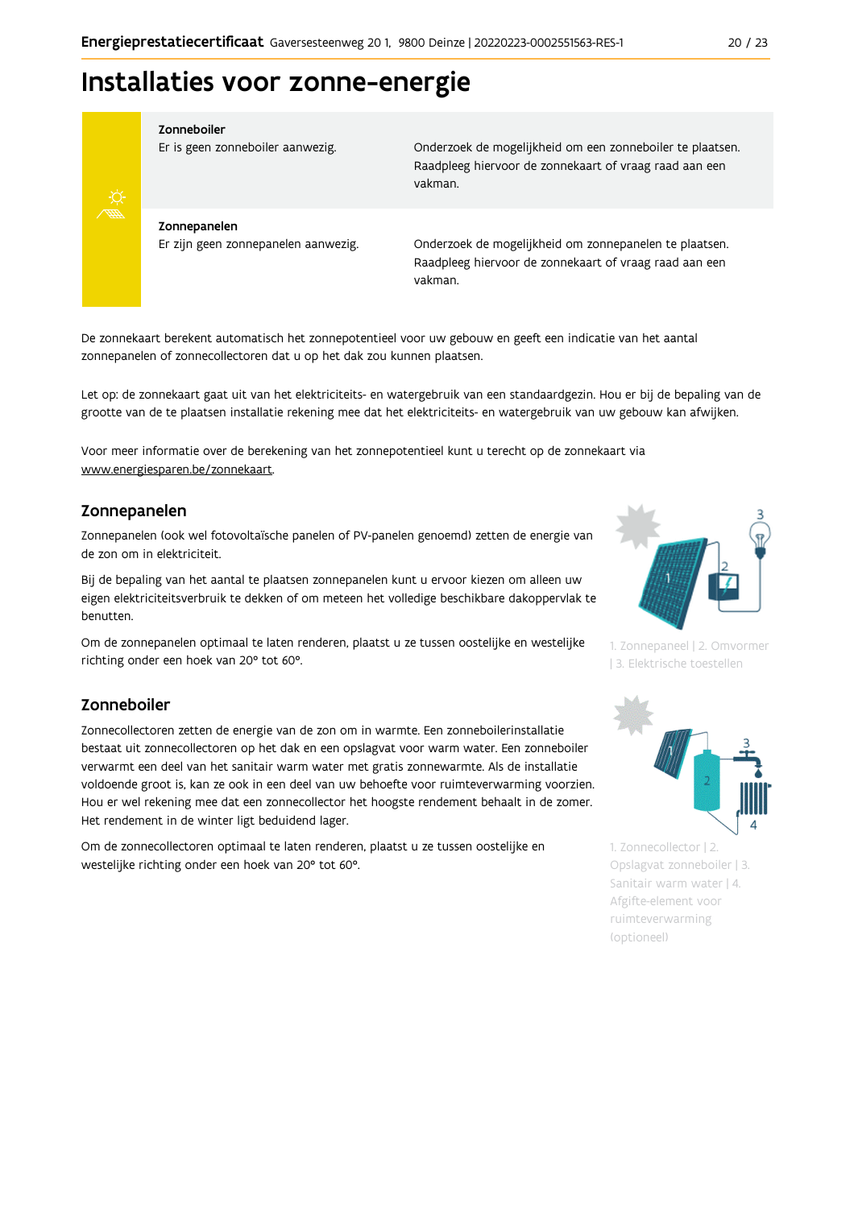# Installaties voor zonne-energie

| | | |
|---|---|---|
| **Zonneboiler** | Er is geen zonneboiler aanwezig. | Onderzoek de mogelijkheid om een zonneboiler te plaatsen. Raadpleeg hiervoor de zonnekaart of vraag raad aan een vakman. |
| **Zonnepanelen** | Er zijn geen zonnepanelen aanwezig. | Onderzoek de mogelijkheid om zonnepanelen te plaatsen. Raadpleeg hiervoor de zonnekaart of vraag raad aan een vakman. |

De zonnekaart berekent automatisch het zonnepotentieel voor uw gebouw en geeft een indicatie van het aantal zonnepanelen of zonnecollectoren dat u op het dak zou kunnen plaatsen.

Let op: de zonnekaart gaat uit van het elektriciteits- en watergebruik van een standaardgezin. Hou er bij de bepaling van de grootte van de te plaatsen installatie rekening mee dat het elektriciteits- en watergebruik van uw gebouw kan afwijken.

Voor meer informatie over de berekening van het zonnepotentieel kunt u terecht op de zonnekaart via www.energiesparen.be/zonnekaart.

## Zonnepanelen

Zonnepanelen (ook wel fotovoltaïsche panelen of PV-panelen genoemd) zetten de energie van de zon om in elektriciteit.

Bij de bepaling van het aantal te plaatsen zonnepanelen kunt u ervoor kiezen om alleen uw eigen elektriciteitsverbruik te dekken of om meteen het volledige beschikbare dakoppervlak te benutten.

Om de zonnepanelen optimaal te laten renderen, plaatst u ze tussen oostelijke en westelijke richting onder een hoek van 20° tot 60°.

1. Zonnepaneel | 2. Omvormer | 3. Elektrische toestellen

## Zonneboiler

Zonnecollectoren zetten de energie van de zon om in warmte. Een zonneboilerinstallatie bestaat uit zonnecollectoren op het dak en een opslagvat voor warm water. Een zonneboiler verwarmt een deel van het sanitair warm water met gratis zonnewarmte. Als de installatie voldoende groot is, kan ze ook in een deel van uw behoefte voor ruimteverwarming voorzien. Hou er wel rekening mee dat een zonnecollector het hoogste rendement behaalt in de zomer. Het rendement in de winter ligt beduidend lager.

Om de zonnecollectoren optimaal te laten renderen, plaatst u ze tussen oostelijke en westelijke richting onder een hoek van 20° tot 60°.

1. Zonnecollector | 2. Opslagvat zonneboiler | 3. Sanitair warm water | 4. Afgifte-element voor ruimteverwarming (optioneel)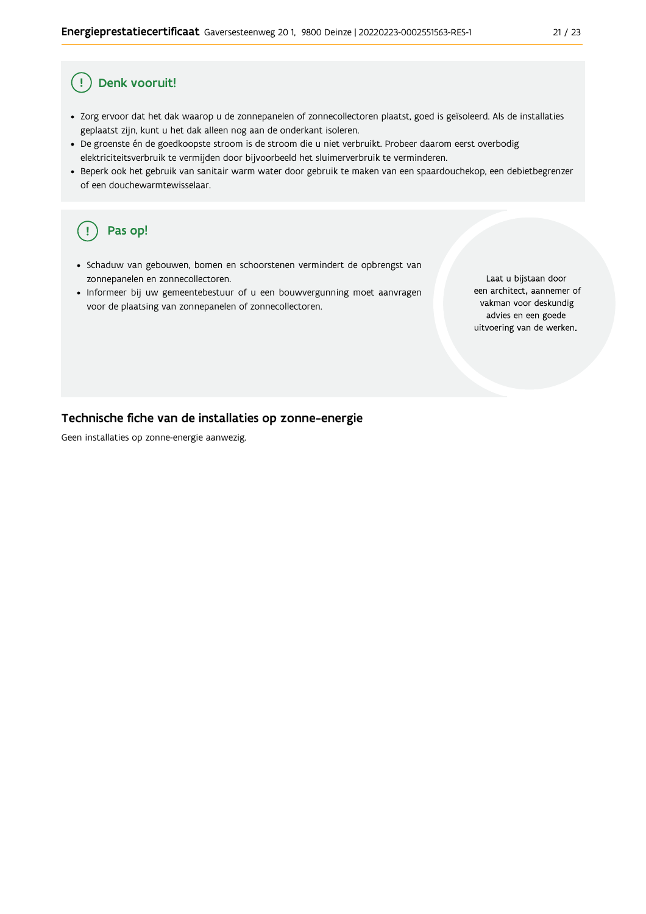## Denk vooruit!

- Zorg ervoor dat het dak waarop u de zonnepanelen of zonnecollectoren plaatst, goed is geïsoleerd. Als de installaties geplaatst zijn, kunt u het dak alleen nog aan de onderkant isoleren.
- De groenste én de goedkoopste stroom is de stroom die u niet verbruikt. Probeer daarom eerst overbodig elektriciteitsverbruik te vermijden door bijvoorbeeld het sluimerverbruik te verminderen.
- Beperk ook het gebruik van sanitair warm water door gebruik te maken van een spaardouchekop, een debietbegrenzer of een douchewarmtewisselaar.

## Pas op!

- Schaduw van gebouwen, bomen en schoorstenen vermindert de opbrengst van zonnepanelen en zonnecollectoren.
- Informeer bij uw gemeentebestuur of u een bouwvergunning moet aanvragen voor de plaatsing van zonnepanelen of zonnecollectoren.

Laat u bijstaan door een architect, aannemer of vakman voor deskundig advies en een goede uitvoering van de werken.

## Technische fiche van de installaties op zonne-energie

Geen installaties op zonne-energie aanwezig.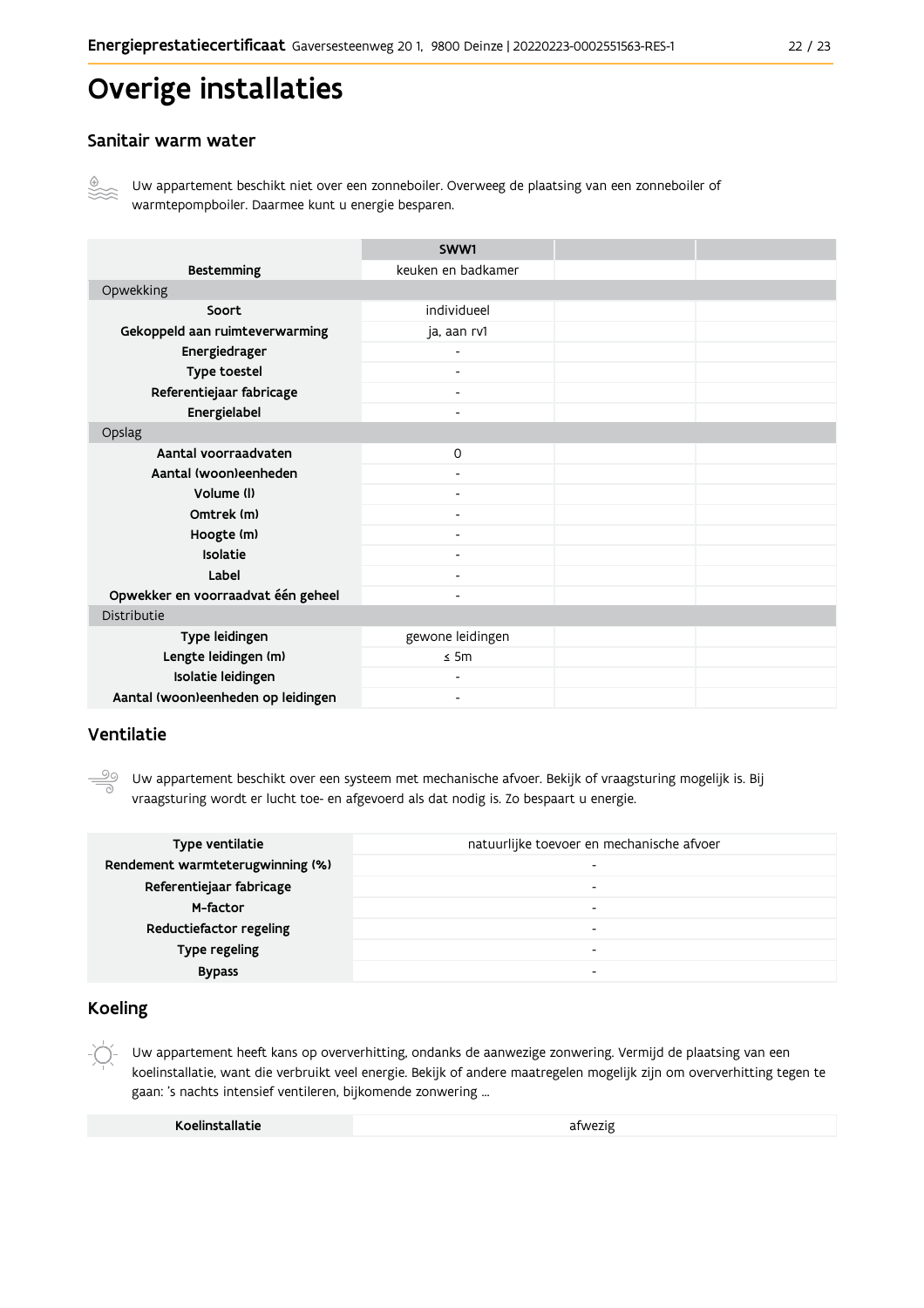# Overige installaties

## Sanitair warm water

Uw appartement beschikt niet over een zonneboiler. Overweeg de plaatsing van een zonneboiler of warmtepompboiler. Daarmee kunt u energie besparen.

| | SWW1 | | |
|---|---|---|---|
| **Bestemming** | keuken en badkamer | | |
| Opwekking | | | |
| **Soort** | individueel | | |
| **Gekoppeld aan ruimteverwarming** | ja, aan rv1 | | |
| **Energiedrager** | - | | |
| **Type toestel** | - | | |
| **Referentiejaar fabricage** | - | | |
| **Energielabel** | - | | |
| Opslag | | | |
| **Aantal voorraadvaten** | 0 | | |
| **Aantal (woon)eenheden** | - | | |
| **Volume (l)** | - | | |
| **Omtrek (m)** | - | | |
| **Hoogte (m)** | - | | |
| **Isolatie** | - | | |
| **Label** | - | | |
| **Opwekker en voorraadvat één geheel** | - | | |
| Distributie | | | |
| **Type leidingen** | gewone leidingen | | |
| **Lengte leidingen (m)** | ≤ 5m | | |
| **Isolatie leidingen** | - | | |
| **Aantal (woon)eenheden op leidingen** | - | | |

## Ventilatie

Uw appartement beschikt over een systeem met mechanische afvoer. Bekijk of vraagsturing mogelijk is. Bij vraagsturing wordt er lucht toe- en afgevoerd als dat nodig is. Zo bespaart u energie.

| | |
|---|---|
| **Type ventilatie** | natuurlijke toevoer en mechanische afvoer |
| **Rendement warmteterugwinning (%)** | - |
| **Referentiejaar fabricage** | - |
| **M-factor** | - |
| **Reductiefactor regeling** | - |
| **Type regeling** | - |
| **Bypass** | - |

## Koeling

Uw appartement heeft kans op oververhitting, ondanks de aanwezige zonwering. Vermijd de plaatsing van een koelinstallatie, want die verbruikt veel energie. Bekijk of andere maatregelen mogelijk zijn om oververhitting tegen te gaan: 's nachts intensief ventileren, bijkomende zonwering ...

| | |
|---|---|
| **Koelinstallatie** | afwezig |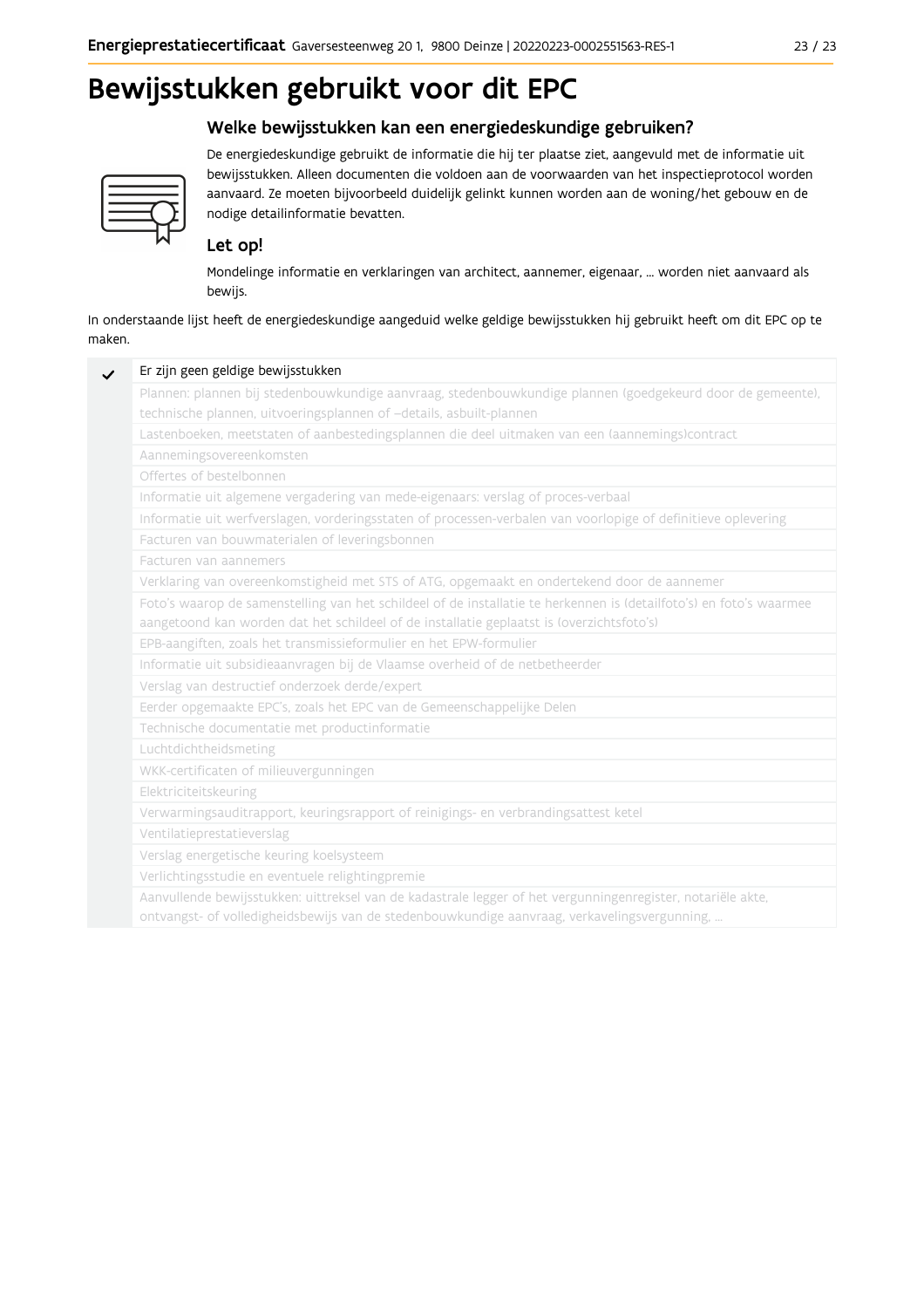# Bewijsstukken gebruikt voor dit EPC

## Welke bewijsstukken kan een energiedeskundige gebruiken?

De energiedeskundige gebruikt de informatie die hij ter plaatse ziet, aangevuld met de informatie uit bewijsstukken. Alleen documenten die voldoen aan de voorwaarden van het inspectieprotocol worden aanvaard. Ze moeten bijvoorbeeld duidelijk gelinkt kunnen worden aan de woning/het gebouw en de nodige detailinformatie bevatten.

### Let op!

Mondelinge informatie en verklaringen van architect, aannemer, eigenaar, ... worden niet aanvaard als bewijs.

In onderstaande lijst heeft de energiedeskundige aangeduid welke geldige bewijsstukken hij gebruikt heeft om dit EPC op te maken.

| | |
|---|---|
| ✓ | Er zijn geen geldige bewijsstukken |
| | Plannen: plannen bij stedenbouwkundige aanvraag, stedenbouwkundige plannen (goedgekeurd door de gemeente), technische plannen, uitvoeringsplannen of –details, asbuilt-plannen |
| | Lastenboeken, meetstaten of aanbestedingsplannen die deel uitmaken van een (aannemings)contract |
| | Aannemingsovereenkomsten |
| | Offertes of bestelbonnen |
| | Informatie uit algemene vergadering van mede-eigenaars: verslag of proces-verbaal |
| | Informatie uit werfverslagen, vorderingsstaten of processen-verbalen van voorlopige of definitieve oplevering |
| | Facturen van bouwmaterialen of leveringsbonnen |
| | Facturen van aannemers |
| | Verklaring van overeenkomstigheid met STS of ATG, opgemaakt en ondertekend door de aannemer |
| | Foto's waarop de samenstelling van het schildeel of de installatie te herkennen is (detailfoto's) en foto's waarmee aangetoond kan worden dat het schildeel of de installatie geplaatst is (overzichtsfoto's) |
| | EPB-aangiften, zoals het transmissieformulier en het EPW-formulier |
| | Informatie uit subsidieaanvragen bij de Vlaamse overheid of de netbetheerder |
| | Verslag van destructief onderzoek derde/expert |
| | Eerder opgemaakte EPC's, zoals het EPC van de Gemeenschappelijke Delen |
| | Technische documentatie met productinformatie |
| | Luchtdichtheidsmeting |
| | WKK-certificaten of milieuvergunningen |
| | Elektriciteitskeuring |
| | Verwarmingsauditrapport, keuringsrapport of reinigings- en verbrandingsattest ketel |
| | Ventilatieprestatieverslag |
| | Verslag energetische keuring koelsysteem |
| | Verlichtingsstudie en eventuele relightingpremie |
| | Aanvullende bewijsstukken: uittreksel van de kadastrale legger of het vergunningenregister, notariële akte, ontvangst- of volledigheidsbewijs van de stedenbouwkundige aanvraag, verkavelingsvergunning, ... |